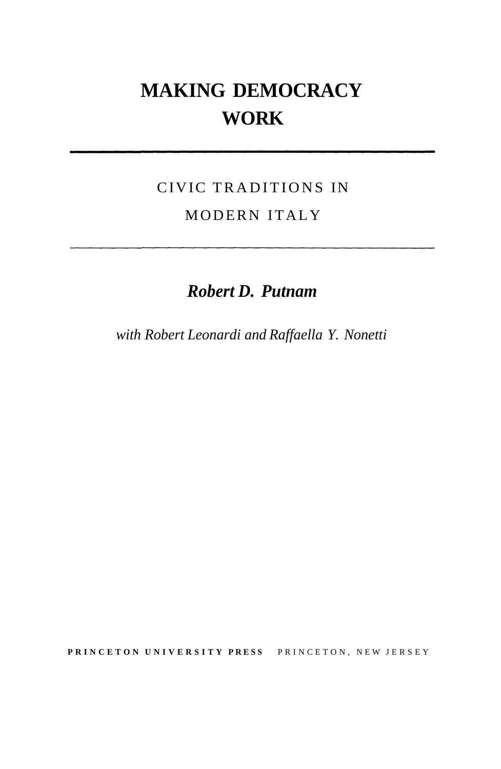# MAKING DEMOCRACY WORK

## CIVIC TRADITIONS IN MODERN ITALY

***Robert D. Putnam***

*with Robert Leonardi and Raffaella Y. Nonetti*

**PRINCETON UNIVERSITY PRESS** PRINCETON, NEW JERSEY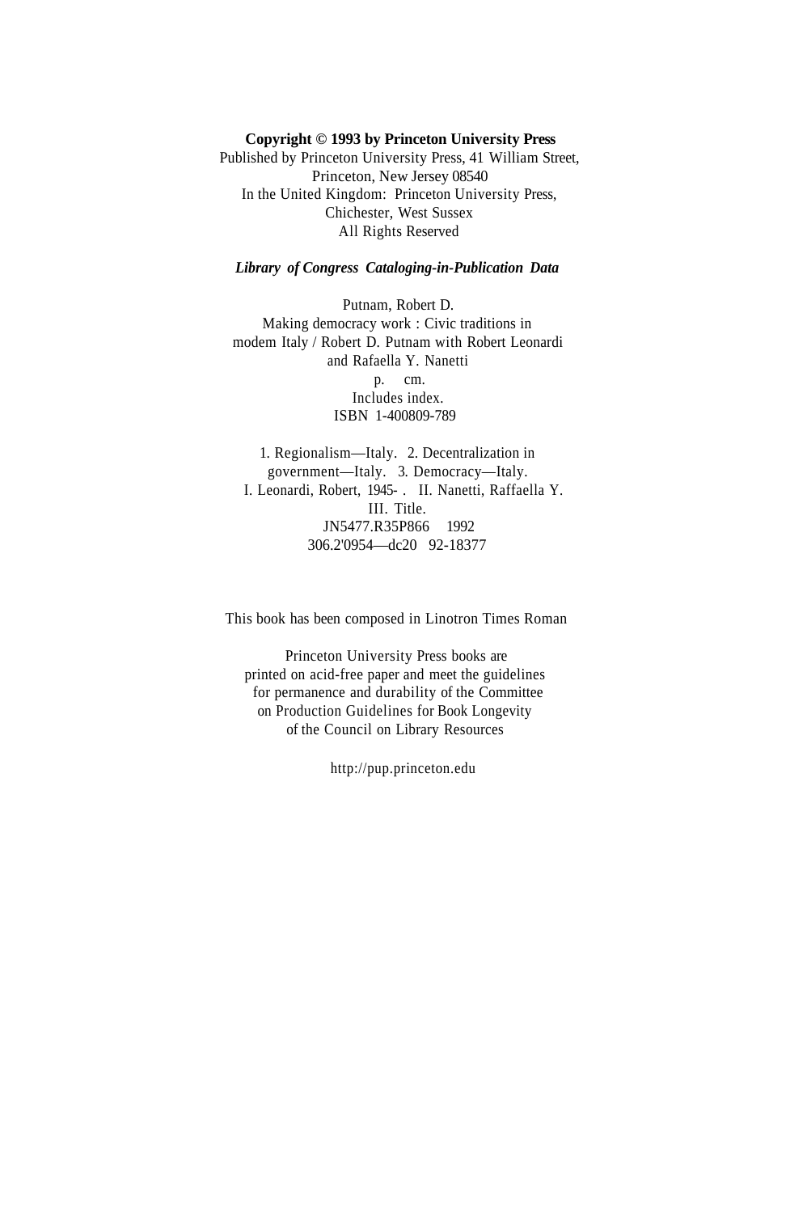**Copyright © 1993 by Princeton University Press**
Published by Princeton University Press, 41 William Street,
Princeton, New Jersey 08540
In the United Kingdom: Princeton University Press,
Chichester, West Sussex
All Rights Reserved

***Library of Congress Cataloging-in-Publication Data***

Putnam, Robert D.
Making democracy work : Civic traditions in
modem Italy / Robert D. Putnam with Robert Leonardi
and Rafaella Y. Nanetti
p. cm.
Includes index.
ISBN 1-400809-789

1. Regionalism—Italy. 2. Decentralization in
government—Italy. 3. Democracy—Italy.
I. Leonardi, Robert, 1945- . II. Nanetti, Raffaella Y.
III. Title.
JN5477.R35P866 1992
306.2'0954—dc20 92-18377

This book has been composed in Linotron Times Roman

Princeton University Press books are
printed on acid-free paper and meet the guidelines
for permanence and durability of the Committee
on Production Guidelines for Book Longevity
of the Council on Library Resources

http://pup.princeton.edu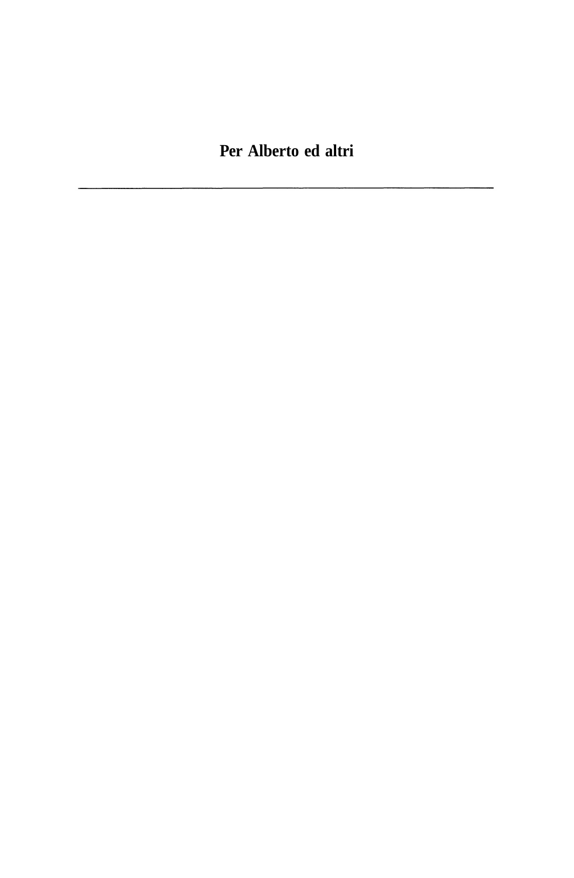**Per Alberto ed altri**

---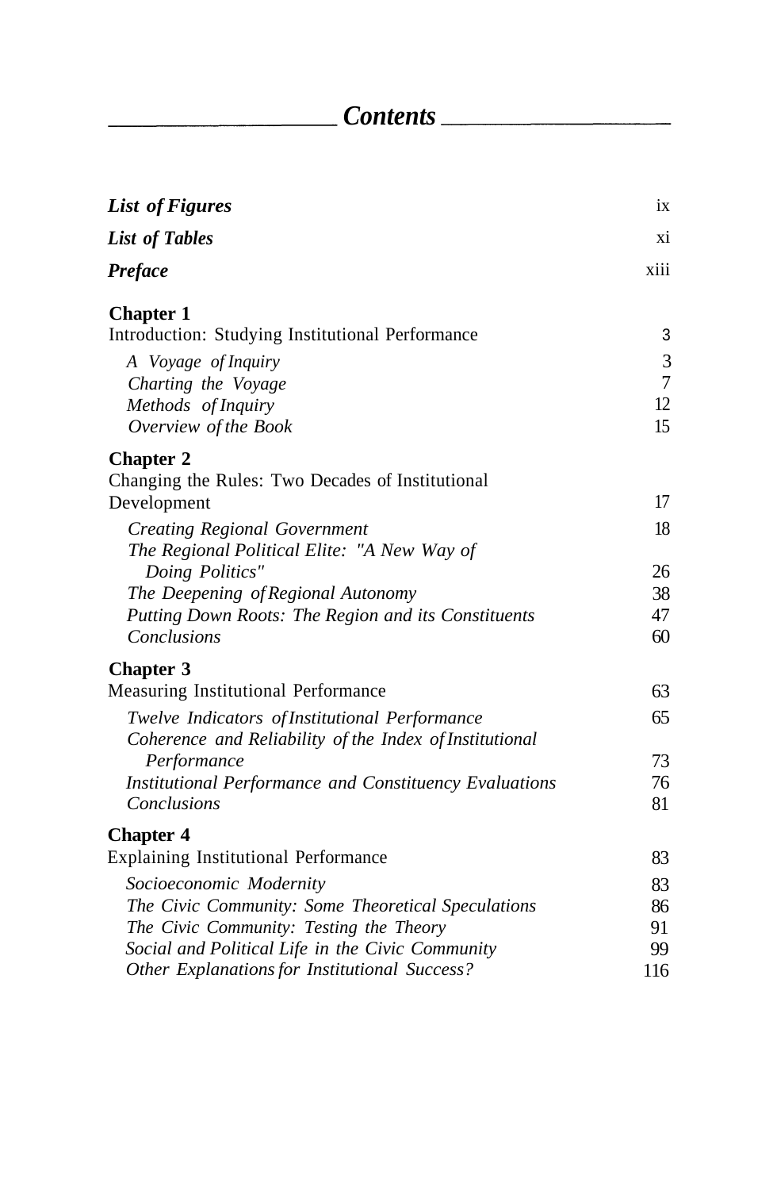# *Contents*

| | |
|---|---|
| ***List of Figures*** | ix |
| ***List of Tables*** | xi |
| ***Preface*** | xiii |
| **Chapter 1** | |
| Introduction: Studying Institutional Performance | 3 |
| *A Voyage of Inquiry* | 3 |
| *Charting the Voyage* | 7 |
| *Methods of Inquiry* | 12 |
| *Overview of the Book* | 15 |
| **Chapter 2** | |
| Changing the Rules: Two Decades of Institutional Development | 17 |
| *Creating Regional Government* | 18 |
| *The Regional Political Elite: "A New Way of Doing Politics"* | 26 |
| *The Deepening of Regional Autonomy* | 38 |
| *Putting Down Roots: The Region and its Constituents* | 47 |
| *Conclusions* | 60 |
| **Chapter 3** | |
| Measuring Institutional Performance | 63 |
| *Twelve Indicators of Institutional Performance* | 65 |
| *Coherence and Reliability of the Index of Institutional Performance* | 73 |
| *Institutional Performance and Constituency Evaluations* | 76 |
| *Conclusions* | 81 |
| **Chapter 4** | |
| Explaining Institutional Performance | 83 |
| *Socioeconomic Modernity* | 83 |
| *The Civic Community: Some Theoretical Speculations* | 86 |
| *The Civic Community: Testing the Theory* | 91 |
| *Social and Political Life in the Civic Community* | 99 |
| *Other Explanations for Institutional Success?* | 116 |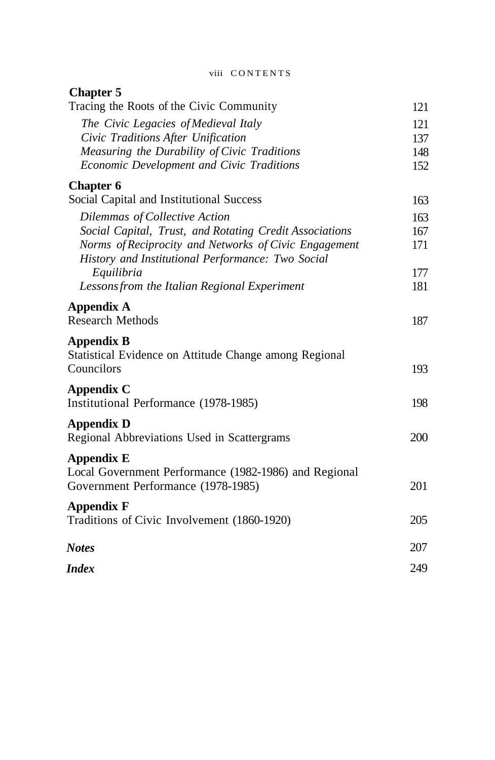**Chapter 5**
Tracing the Roots of the Civic Community 121

- *The Civic Legacies of Medieval Italy* 121
- *Civic Traditions After Unification* 137
- *Measuring the Durability of Civic Traditions* 148
- *Economic Development and Civic Traditions* 152

**Chapter 6**
Social Capital and Institutional Success 163

- *Dilemmas of Collective Action* 163
- *Social Capital, Trust, and Rotating Credit Associations* 167
- *Norms of Reciprocity and Networks of Civic Engagement* 171
- *History and Institutional Performance: Two Social Equilibria* 177
- *Lessons from the Italian Regional Experiment* 181

**Appendix A**
Research Methods 187

**Appendix B**
Statistical Evidence on Attitude Change among Regional Councilors 193

**Appendix C**
Institutional Performance (1978-1985) 198

**Appendix D**
Regional Abbreviations Used in Scattergrams 200

**Appendix E**
Local Government Performance (1982-1986) and Regional Government Performance (1978-1985) 201

**Appendix F**
Traditions of Civic Involvement (1860-1920) 205

***Notes*** 207

***Index*** 249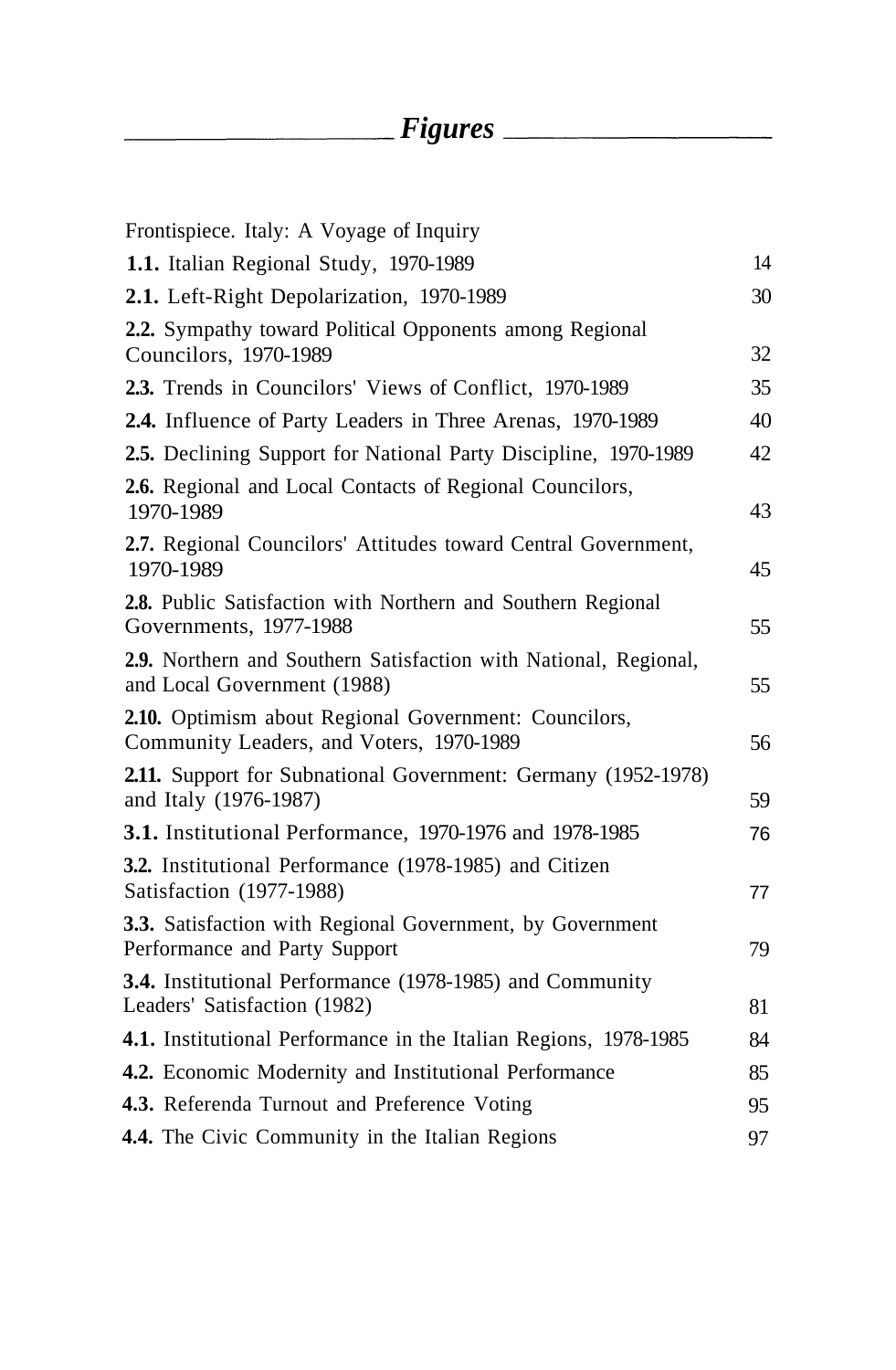# *Figures*

| | |
|---|---|
| Frontispiece. Italy: A Voyage of Inquiry | |
| **1.1.** Italian Regional Study, 1970-1989 | 14 |
| **2.1.** Left-Right Depolarization, 1970-1989 | 30 |
| **2.2.** Sympathy toward Political Opponents among Regional Councilors, 1970-1989 | 32 |
| **2.3.** Trends in Councilors' Views of Conflict, 1970-1989 | 35 |
| **2.4.** Influence of Party Leaders in Three Arenas, 1970-1989 | 40 |
| **2.5.** Declining Support for National Party Discipline, 1970-1989 | 42 |
| **2.6.** Regional and Local Contacts of Regional Councilors, 1970-1989 | 43 |
| **2.7.** Regional Councilors' Attitudes toward Central Government, 1970-1989 | 45 |
| **2.8.** Public Satisfaction with Northern and Southern Regional Governments, 1977-1988 | 55 |
| **2.9.** Northern and Southern Satisfaction with National, Regional, and Local Government (1988) | 55 |
| **2.10.** Optimism about Regional Government: Councilors, Community Leaders, and Voters, 1970-1989 | 56 |
| **2.11.** Support for Subnational Government: Germany (1952-1978) and Italy (1976-1987) | 59 |
| **3.1.** Institutional Performance, 1970-1976 and 1978-1985 | 76 |
| **3.2.** Institutional Performance (1978-1985) and Citizen Satisfaction (1977-1988) | 77 |
| **3.3.** Satisfaction with Regional Government, by Government Performance and Party Support | 79 |
| **3.4.** Institutional Performance (1978-1985) and Community Leaders' Satisfaction (1982) | 81 |
| **4.1.** Institutional Performance in the Italian Regions, 1978-1985 | 84 |
| **4.2.** Economic Modernity and Institutional Performance | 85 |
| **4.3.** Referenda Turnout and Preference Voting | 95 |
| **4.4.** The Civic Community in the Italian Regions | 97 |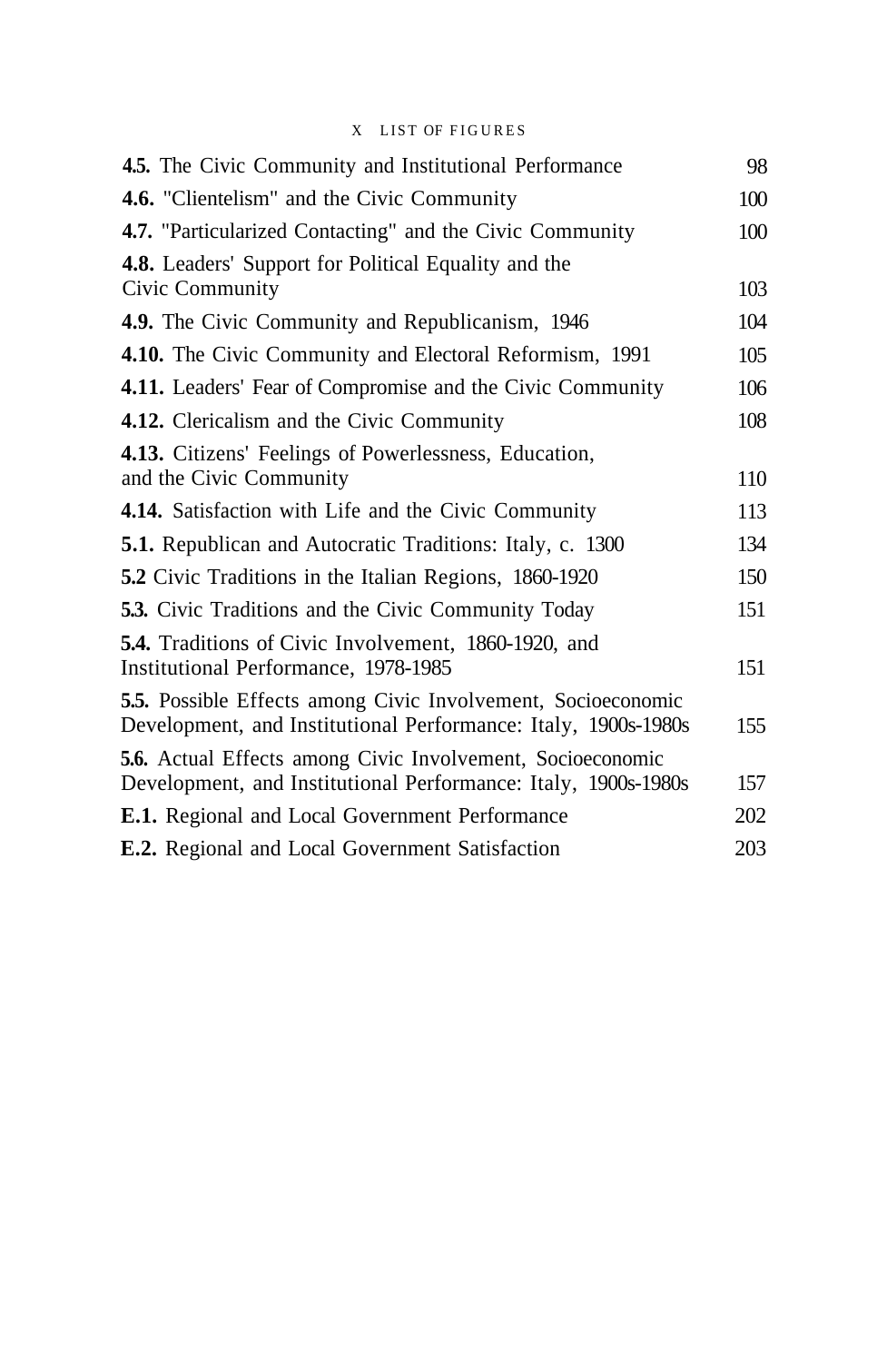| | |
|---|---|
| **4.5.** The Civic Community and Institutional Performance | 98 |
| **4.6.** "Clientelism" and the Civic Community | 100 |
| **4.7.** "Particularized Contacting" and the Civic Community | 100 |
| **4.8.** Leaders' Support for Political Equality and the Civic Community | 103 |
| **4.9.** The Civic Community and Republicanism, 1946 | 104 |
| **4.10.** The Civic Community and Electoral Reformism, 1991 | 105 |
| **4.11.** Leaders' Fear of Compromise and the Civic Community | 106 |
| **4.12.** Clericalism and the Civic Community | 108 |
| **4.13.** Citizens' Feelings of Powerlessness, Education, and the Civic Community | 110 |
| **4.14.** Satisfaction with Life and the Civic Community | 113 |
| **5.1.** Republican and Autocratic Traditions: Italy, c. 1300 | 134 |
| **5.2** Civic Traditions in the Italian Regions, 1860-1920 | 150 |
| **5.3.** Civic Traditions and the Civic Community Today | 151 |
| **5.4.** Traditions of Civic Involvement, 1860-1920, and Institutional Performance, 1978-1985 | 151 |
| **5.5.** Possible Effects among Civic Involvement, Socioeconomic Development, and Institutional Performance: Italy, 1900s-1980s | 155 |
| **5.6.** Actual Effects among Civic Involvement, Socioeconomic Development, and Institutional Performance: Italy, 1900s-1980s | 157 |
| **E.1.** Regional and Local Government Performance | 202 |
| **E.2.** Regional and Local Government Satisfaction | 203 |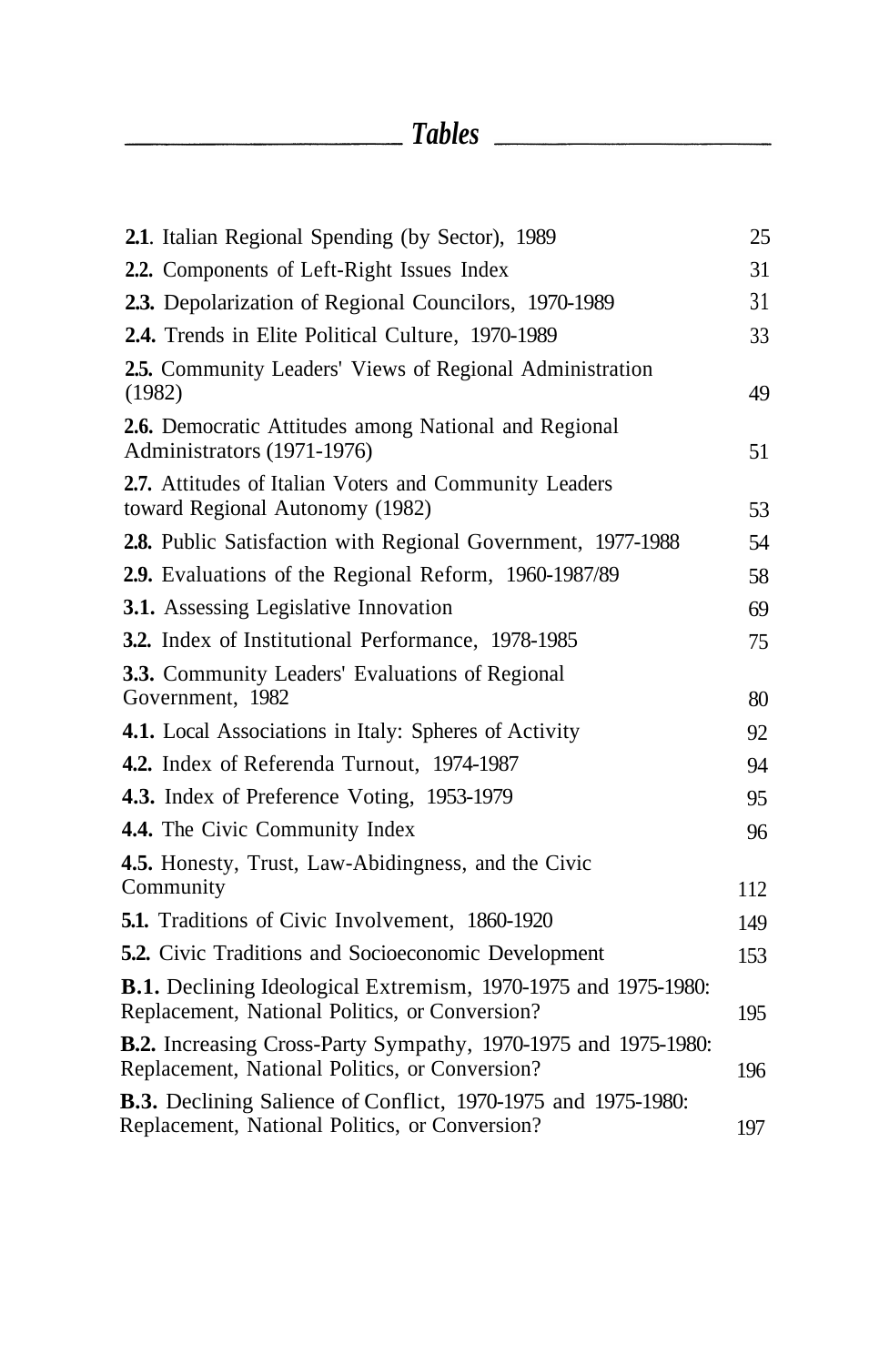# Tables

| | |
|---|---|
| **2.1**. Italian Regional Spending (by Sector), 1989 | 25 |
| **2.2.** Components of Left-Right Issues Index | 31 |
| **2.3.** Depolarization of Regional Councilors, 1970-1989 | 31 |
| **2.4.** Trends in Elite Political Culture, 1970-1989 | 33 |
| **2.5.** Community Leaders' Views of Regional Administration (1982) | 49 |
| **2.6.** Democratic Attitudes among National and Regional Administrators (1971-1976) | 51 |
| **2.7.** Attitudes of Italian Voters and Community Leaders toward Regional Autonomy (1982) | 53 |
| **2.8.** Public Satisfaction with Regional Government, 1977-1988 | 54 |
| **2.9.** Evaluations of the Regional Reform, 1960-1987/89 | 58 |
| **3.1.** Assessing Legislative Innovation | 69 |
| **3.2.** Index of Institutional Performance, 1978-1985 | 75 |
| **3.3.** Community Leaders' Evaluations of Regional Government, 1982 | 80 |
| **4.1.** Local Associations in Italy: Spheres of Activity | 92 |
| **4.2.** Index of Referenda Turnout, 1974-1987 | 94 |
| **4.3.** Index of Preference Voting, 1953-1979 | 95 |
| **4.4.** The Civic Community Index | 96 |
| **4.5.** Honesty, Trust, Law-Abidingness, and the Civic Community | 112 |
| **5.1.** Traditions of Civic Involvement, 1860-1920 | 149 |
| **5.2.** Civic Traditions and Socioeconomic Development | 153 |
| **B.1.** Declining Ideological Extremism, 1970-1975 and 1975-1980: Replacement, National Politics, or Conversion? | 195 |
| **B.2.** Increasing Cross-Party Sympathy, 1970-1975 and 1975-1980: Replacement, National Politics, or Conversion? | 196 |
| **B.3.** Declining Salience of Conflict, 1970-1975 and 1975-1980: Replacement, National Politics, or Conversion? | 197 |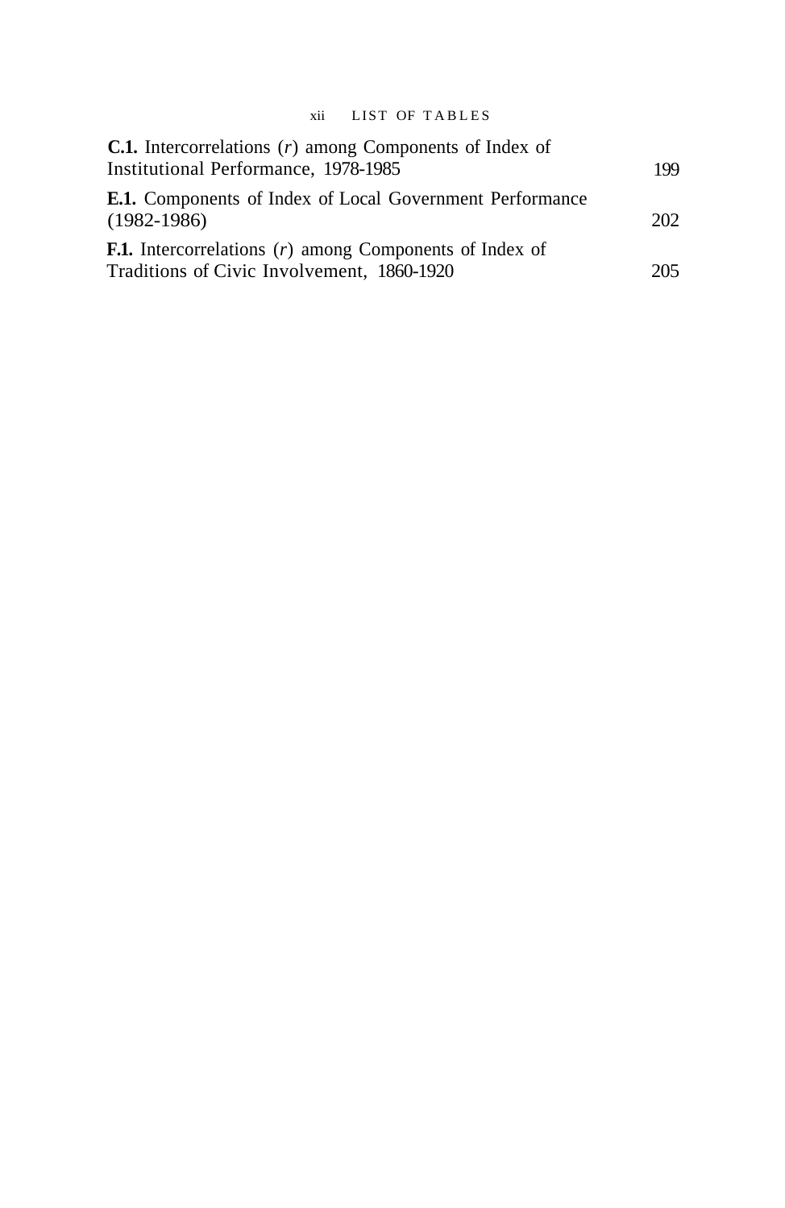**C.1.** Intercorrelations (*r*) among Components of Index of Institutional Performance, 1978-1985 199

**E.1.** Components of Index of Local Government Performance (1982-1986) 202

**F.1.** Intercorrelations (*r*) among Components of Index of Traditions of Civic Involvement, 1860-1920 205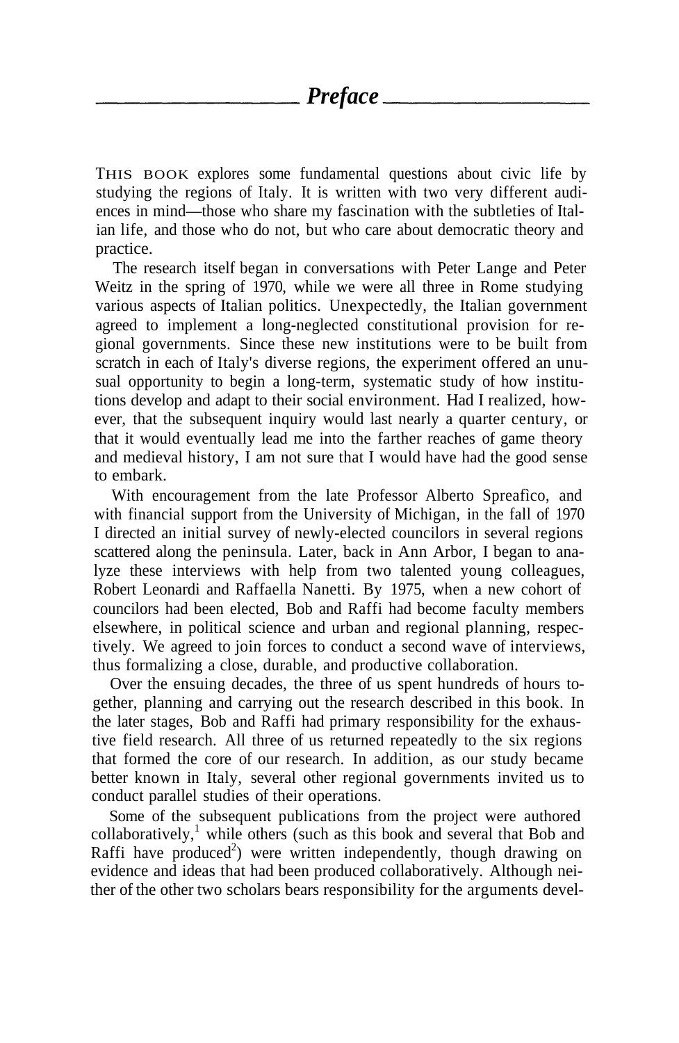# Preface

THIS BOOK explores some fundamental questions about civic life by studying the regions of Italy. It is written with two very different audiences in mind—those who share my fascination with the subtleties of Italian life, and those who do not, but who care about democratic theory and practice.

The research itself began in conversations with Peter Lange and Peter Weitz in the spring of 1970, while we were all three in Rome studying various aspects of Italian politics. Unexpectedly, the Italian government agreed to implement a long-neglected constitutional provision for regional governments. Since these new institutions were to be built from scratch in each of Italy's diverse regions, the experiment offered an unusual opportunity to begin a long-term, systematic study of how institutions develop and adapt to their social environment. Had I realized, however, that the subsequent inquiry would last nearly a quarter century, or that it would eventually lead me into the farther reaches of game theory and medieval history, I am not sure that I would have had the good sense to embark.

With encouragement from the late Professor Alberto Spreafico, and with financial support from the University of Michigan, in the fall of 1970 I directed an initial survey of newly-elected councilors in several regions scattered along the peninsula. Later, back in Ann Arbor, I began to analyze these interviews with help from two talented young colleagues, Robert Leonardi and Raffaella Nanetti. By 1975, when a new cohort of councilors had been elected, Bob and Raffi had become faculty members elsewhere, in political science and urban and regional planning, respectively. We agreed to join forces to conduct a second wave of interviews, thus formalizing a close, durable, and productive collaboration.

Over the ensuing decades, the three of us spent hundreds of hours together, planning and carrying out the research described in this book. In the later stages, Bob and Raffi had primary responsibility for the exhaustive field research. All three of us returned repeatedly to the six regions that formed the core of our research. In addition, as our study became better known in Italy, several other regional governments invited us to conduct parallel studies of their operations.

Some of the subsequent publications from the project were authored collaboratively,[1] while others (such as this book and several that Bob and Raffi have produced[2]) were written independently, though drawing on evidence and ideas that had been produced collaboratively. Although neither of the other two scholars bears responsibility for the arguments devel-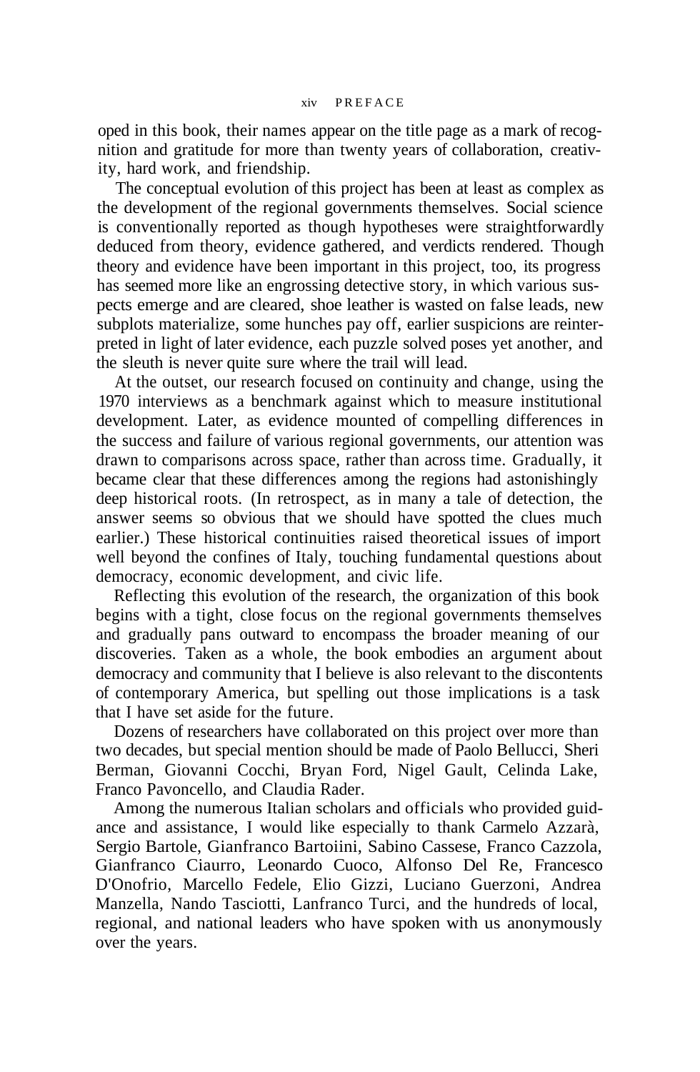oped in this book, their names appear on the title page as a mark of recognition and gratitude for more than twenty years of collaboration, creativity, hard work, and friendship.

The conceptual evolution of this project has been at least as complex as the development of the regional governments themselves. Social science is conventionally reported as though hypotheses were straightforwardly deduced from theory, evidence gathered, and verdicts rendered. Though theory and evidence have been important in this project, too, its progress has seemed more like an engrossing detective story, in which various suspects emerge and are cleared, shoe leather is wasted on false leads, new subplots materialize, some hunches pay off, earlier suspicions are reinterpreted in light of later evidence, each puzzle solved poses yet another, and the sleuth is never quite sure where the trail will lead.

At the outset, our research focused on continuity and change, using the 1970 interviews as a benchmark against which to measure institutional development. Later, as evidence mounted of compelling differences in the success and failure of various regional governments, our attention was drawn to comparisons across space, rather than across time. Gradually, it became clear that these differences among the regions had astonishingly deep historical roots. (In retrospect, as in many a tale of detection, the answer seems so obvious that we should have spotted the clues much earlier.) These historical continuities raised theoretical issues of import well beyond the confines of Italy, touching fundamental questions about democracy, economic development, and civic life.

Reflecting this evolution of the research, the organization of this book begins with a tight, close focus on the regional governments themselves and gradually pans outward to encompass the broader meaning of our discoveries. Taken as a whole, the book embodies an argument about democracy and community that I believe is also relevant to the discontents of contemporary America, but spelling out those implications is a task that I have set aside for the future.

Dozens of researchers have collaborated on this project over more than two decades, but special mention should be made of Paolo Bellucci, Sheri Berman, Giovanni Cocchi, Bryan Ford, Nigel Gault, Celinda Lake, Franco Pavoncello, and Claudia Rader.

Among the numerous Italian scholars and officials who provided guidance and assistance, I would like especially to thank Carmelo Azzarà, Sergio Bartole, Gianfranco Bartoiini, Sabino Cassese, Franco Cazzola, Gianfranco Ciaurro, Leonardo Cuoco, Alfonso Del Re, Francesco D'Onofrio, Marcello Fedele, Elio Gizzi, Luciano Guerzoni, Andrea Manzella, Nando Tasciotti, Lanfranco Turci, and the hundreds of local, regional, and national leaders who have spoken with us anonymously over the years.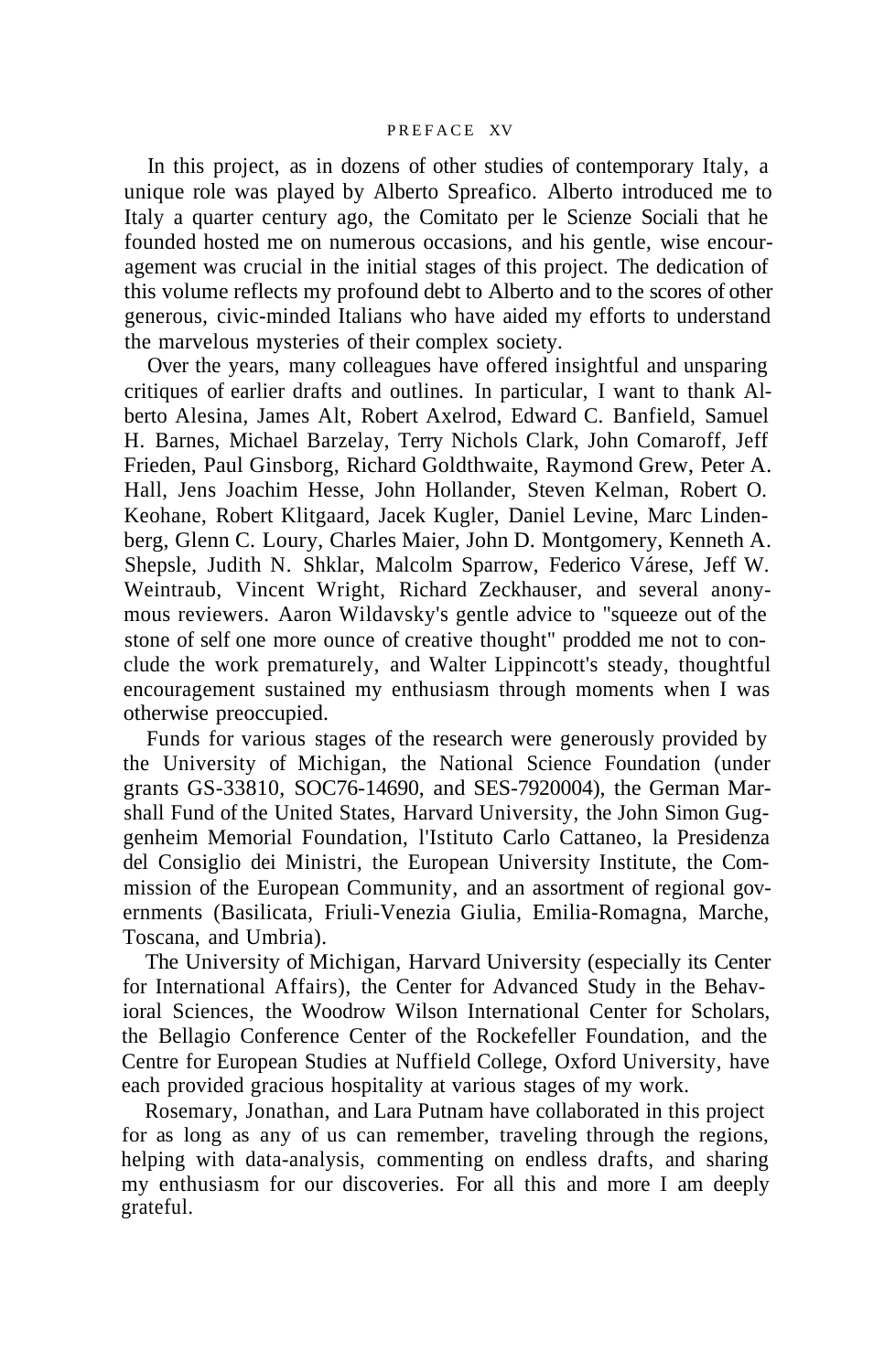In this project, as in dozens of other studies of contemporary Italy, a unique role was played by Alberto Spreafico. Alberto introduced me to Italy a quarter century ago, the Comitato per le Scienze Sociali that he founded hosted me on numerous occasions, and his gentle, wise encouragement was crucial in the initial stages of this project. The dedication of this volume reflects my profound debt to Alberto and to the scores of other generous, civic-minded Italians who have aided my efforts to understand the marvelous mysteries of their complex society.

Over the years, many colleagues have offered insightful and unsparing critiques of earlier drafts and outlines. In particular, I want to thank Alberto Alesina, James Alt, Robert Axelrod, Edward C. Banfield, Samuel H. Barnes, Michael Barzelay, Terry Nichols Clark, John Comaroff, Jeff Frieden, Paul Ginsborg, Richard Goldthwaite, Raymond Grew, Peter A. Hall, Jens Joachim Hesse, John Hollander, Steven Kelman, Robert O. Keohane, Robert Klitgaard, Jacek Kugler, Daniel Levine, Marc Lindenberg, Glenn C. Loury, Charles Maier, John D. Montgomery, Kenneth A. Shepsle, Judith N. Shklar, Malcolm Sparrow, Federico Várese, Jeff W. Weintraub, Vincent Wright, Richard Zeckhauser, and several anonymous reviewers. Aaron Wildavsky's gentle advice to "squeeze out of the stone of self one more ounce of creative thought" prodded me not to conclude the work prematurely, and Walter Lippincott's steady, thoughtful encouragement sustained my enthusiasm through moments when I was otherwise preoccupied.

Funds for various stages of the research were generously provided by the University of Michigan, the National Science Foundation (under grants GS-33810, SOC76-14690, and SES-7920004), the German Marshall Fund of the United States, Harvard University, the John Simon Guggenheim Memorial Foundation, l'Istituto Carlo Cattaneo, la Presidenza del Consiglio dei Ministri, the European University Institute, the Commission of the European Community, and an assortment of regional governments (Basilicata, Friuli-Venezia Giulia, Emilia-Romagna, Marche, Toscana, and Umbria).

The University of Michigan, Harvard University (especially its Center for International Affairs), the Center for Advanced Study in the Behavioral Sciences, the Woodrow Wilson International Center for Scholars, the Bellagio Conference Center of the Rockefeller Foundation, and the Centre for European Studies at Nuffield College, Oxford University, have each provided gracious hospitality at various stages of my work.

Rosemary, Jonathan, and Lara Putnam have collaborated in this project for as long as any of us can remember, traveling through the regions, helping with data-analysis, commenting on endless drafts, and sharing my enthusiasm for our discoveries. For all this and more I am deeply grateful.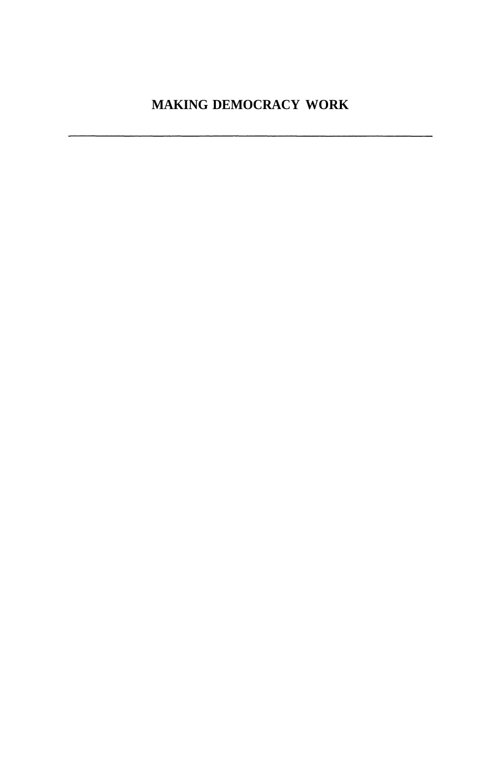# MAKING DEMOCRACY WORK

---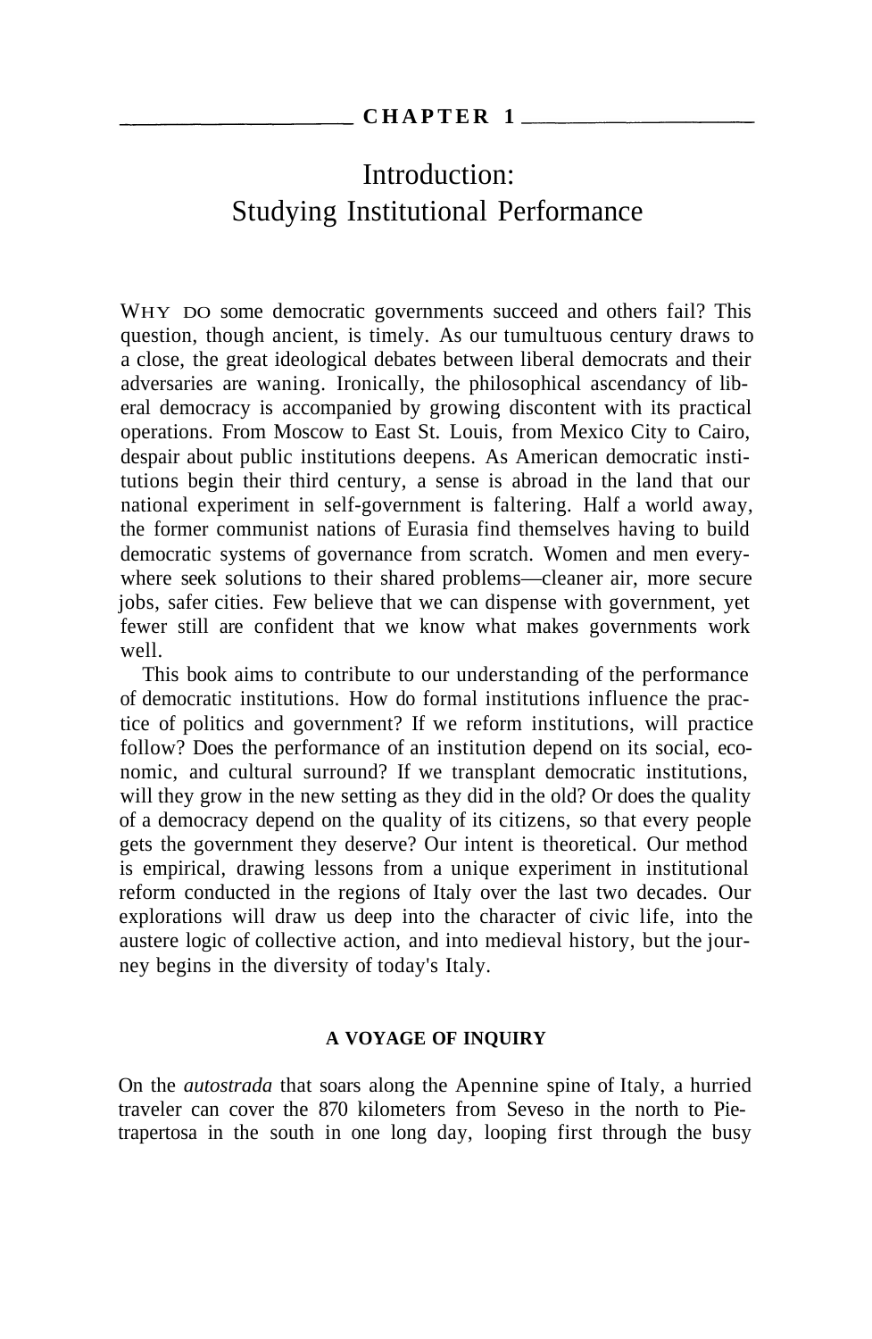## CHAPTER 1

# Introduction: Studying Institutional Performance

WHY DO some democratic governments succeed and others fail? This question, though ancient, is timely. As our tumultuous century draws to a close, the great ideological debates between liberal democrats and their adversaries are waning. Ironically, the philosophical ascendancy of liberal democracy is accompanied by growing discontent with its practical operations. From Moscow to East St. Louis, from Mexico City to Cairo, despair about public institutions deepens. As American democratic institutions begin their third century, a sense is abroad in the land that our national experiment in self-government is faltering. Half a world away, the former communist nations of Eurasia find themselves having to build democratic systems of governance from scratch. Women and men everywhere seek solutions to their shared problems—cleaner air, more secure jobs, safer cities. Few believe that we can dispense with government, yet fewer still are confident that we know what makes governments work well.

This book aims to contribute to our understanding of the performance of democratic institutions. How do formal institutions influence the practice of politics and government? If we reform institutions, will practice follow? Does the performance of an institution depend on its social, economic, and cultural surround? If we transplant democratic institutions, will they grow in the new setting as they did in the old? Or does the quality of a democracy depend on the quality of its citizens, so that every people gets the government they deserve? Our intent is theoretical. Our method is empirical, drawing lessons from a unique experiment in institutional reform conducted in the regions of Italy over the last two decades. Our explorations will draw us deep into the character of civic life, into the austere logic of collective action, and into medieval history, but the journey begins in the diversity of today's Italy.

### A VOYAGE OF INQUIRY

On the *autostrada* that soars along the Apennine spine of Italy, a hurried traveler can cover the 870 kilometers from Seveso in the north to Pietrapertosa in the south in one long day, looping first through the busy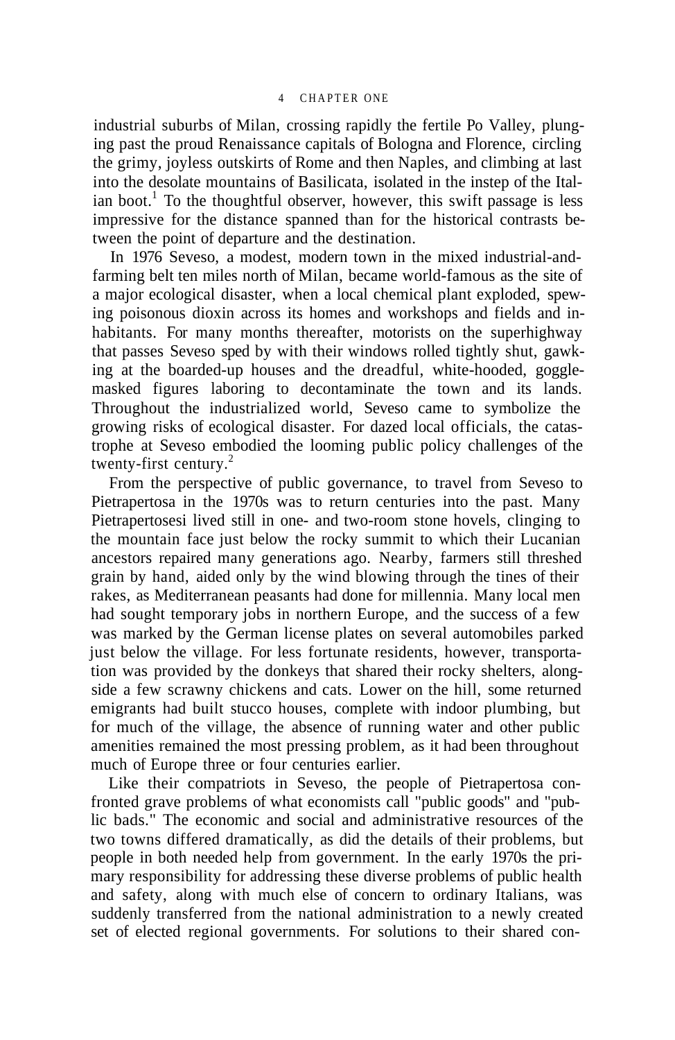industrial suburbs of Milan, crossing rapidly the fertile Po Valley, plunging past the proud Renaissance capitals of Bologna and Florence, circling the grimy, joyless outskirts of Rome and then Naples, and climbing at last into the desolate mountains of Basilicata, isolated in the instep of the Italian boot.[1] To the thoughtful observer, however, this swift passage is less impressive for the distance spanned than for the historical contrasts between the point of departure and the destination.

In 1976 Seveso, a modest, modern town in the mixed industrial-and-farming belt ten miles north of Milan, became world-famous as the site of a major ecological disaster, when a local chemical plant exploded, spewing poisonous dioxin across its homes and workshops and fields and inhabitants. For many months thereafter, motorists on the superhighway that passes Seveso sped by with their windows rolled tightly shut, gawking at the boarded-up houses and the dreadful, white-hooded, goggle-masked figures laboring to decontaminate the town and its lands. Throughout the industrialized world, Seveso came to symbolize the growing risks of ecological disaster. For dazed local officials, the catastrophe at Seveso embodied the looming public policy challenges of the twenty-first century.[2]

From the perspective of public governance, to travel from Seveso to Pietrapertosa in the 1970s was to return centuries into the past. Many Pietrapertosesi lived still in one- and two-room stone hovels, clinging to the mountain face just below the rocky summit to which their Lucanian ancestors repaired many generations ago. Nearby, farmers still threshed grain by hand, aided only by the wind blowing through the tines of their rakes, as Mediterranean peasants had done for millennia. Many local men had sought temporary jobs in northern Europe, and the success of a few was marked by the German license plates on several automobiles parked just below the village. For less fortunate residents, however, transportation was provided by the donkeys that shared their rocky shelters, alongside a few scrawny chickens and cats. Lower on the hill, some returned emigrants had built stucco houses, complete with indoor plumbing, but for much of the village, the absence of running water and other public amenities remained the most pressing problem, as it had been throughout much of Europe three or four centuries earlier.

Like their compatriots in Seveso, the people of Pietrapertosa confronted grave problems of what economists call "public goods" and "public bads." The economic and social and administrative resources of the two towns differed dramatically, as did the details of their problems, but people in both needed help from government. In the early 1970s the primary responsibility for addressing these diverse problems of public health and safety, along with much else of concern to ordinary Italians, was suddenly transferred from the national administration to a newly created set of elected regional governments. For solutions to their shared con-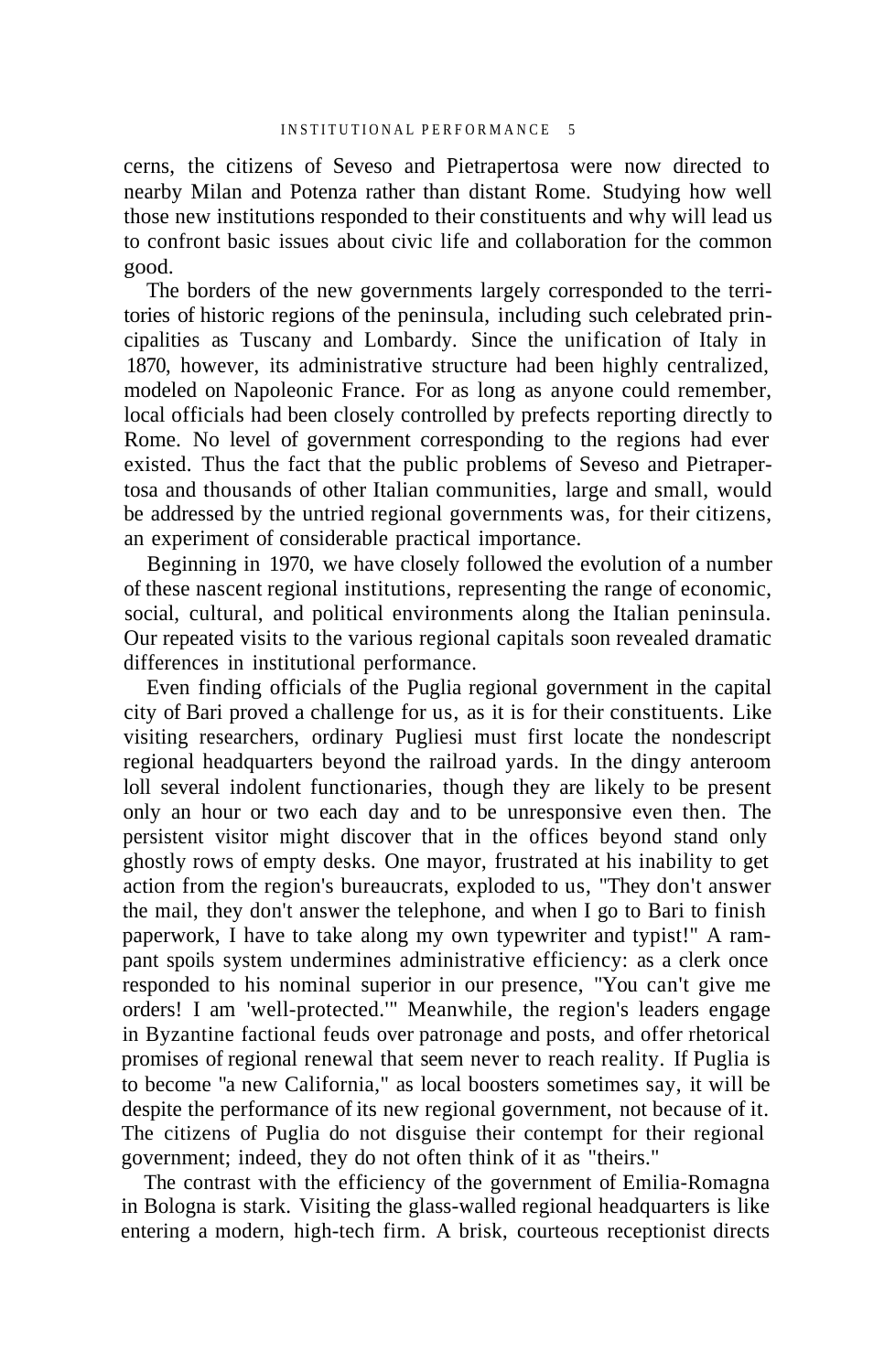cerns, the citizens of Seveso and Pietrapertosa were now directed to nearby Milan and Potenza rather than distant Rome. Studying how well those new institutions responded to their constituents and why will lead us to confront basic issues about civic life and collaboration for the common good.

The borders of the new governments largely corresponded to the territories of historic regions of the peninsula, including such celebrated principalities as Tuscany and Lombardy. Since the unification of Italy in 1870, however, its administrative structure had been highly centralized, modeled on Napoleonic France. For as long as anyone could remember, local officials had been closely controlled by prefects reporting directly to Rome. No level of government corresponding to the regions had ever existed. Thus the fact that the public problems of Seveso and Pietrapertosa and thousands of other Italian communities, large and small, would be addressed by the untried regional governments was, for their citizens, an experiment of considerable practical importance.

Beginning in 1970, we have closely followed the evolution of a number of these nascent regional institutions, representing the range of economic, social, cultural, and political environments along the Italian peninsula. Our repeated visits to the various regional capitals soon revealed dramatic differences in institutional performance.

Even finding officials of the Puglia regional government in the capital city of Bari proved a challenge for us, as it is for their constituents. Like visiting researchers, ordinary Pugliesi must first locate the nondescript regional headquarters beyond the railroad yards. In the dingy anteroom loll several indolent functionaries, though they are likely to be present only an hour or two each day and to be unresponsive even then. The persistent visitor might discover that in the offices beyond stand only ghostly rows of empty desks. One mayor, frustrated at his inability to get action from the region's bureaucrats, exploded to us, "They don't answer the mail, they don't answer the telephone, and when I go to Bari to finish paperwork, I have to take along my own typewriter and typist!" A rampant spoils system undermines administrative efficiency: as a clerk once responded to his nominal superior in our presence, "You can't give me orders! I am 'well-protected.'" Meanwhile, the region's leaders engage in Byzantine factional feuds over patronage and posts, and offer rhetorical promises of regional renewal that seem never to reach reality. If Puglia is to become "a new California," as local boosters sometimes say, it will be despite the performance of its new regional government, not because of it. The citizens of Puglia do not disguise their contempt for their regional government; indeed, they do not often think of it as "theirs."

The contrast with the efficiency of the government of Emilia-Romagna in Bologna is stark. Visiting the glass-walled regional headquarters is like entering a modern, high-tech firm. A brisk, courteous receptionist directs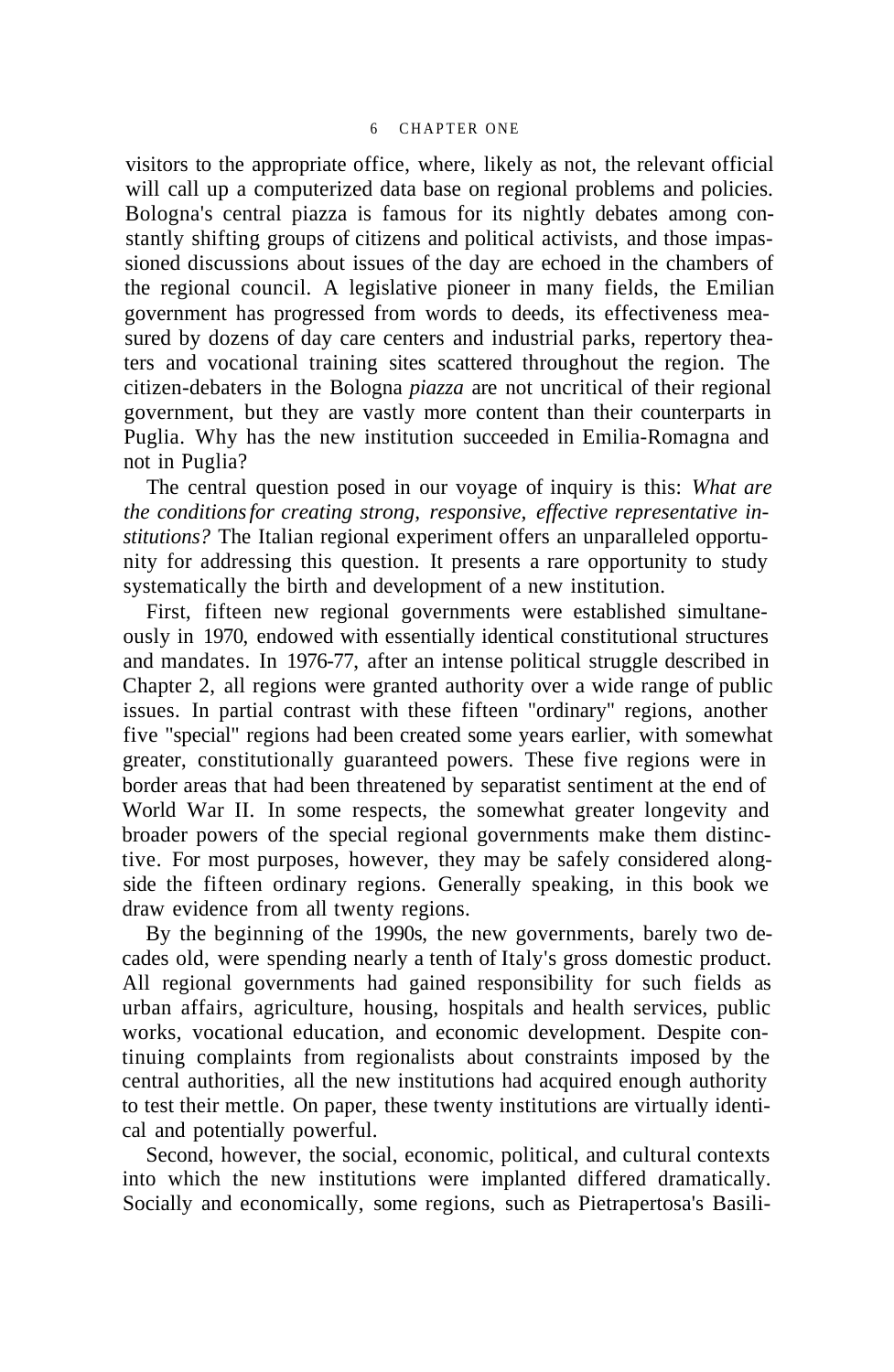visitors to the appropriate office, where, likely as not, the relevant official will call up a computerized data base on regional problems and policies. Bologna's central piazza is famous for its nightly debates among constantly shifting groups of citizens and political activists, and those impassioned discussions about issues of the day are echoed in the chambers of the regional council. A legislative pioneer in many fields, the Emilian government has progressed from words to deeds, its effectiveness measured by dozens of day care centers and industrial parks, repertory theaters and vocational training sites scattered throughout the region. The citizen-debaters in the Bologna *piazza* are not uncritical of their regional government, but they are vastly more content than their counterparts in Puglia. Why has the new institution succeeded in Emilia-Romagna and not in Puglia?

The central question posed in our voyage of inquiry is this: *What are the conditions for creating strong, responsive, effective representative institutions?* The Italian regional experiment offers an unparalleled opportunity for addressing this question. It presents a rare opportunity to study systematically the birth and development of a new institution.

First, fifteen new regional governments were established simultaneously in 1970, endowed with essentially identical constitutional structures and mandates. In 1976-77, after an intense political struggle described in Chapter 2, all regions were granted authority over a wide range of public issues. In partial contrast with these fifteen "ordinary" regions, another five "special" regions had been created some years earlier, with somewhat greater, constitutionally guaranteed powers. These five regions were in border areas that had been threatened by separatist sentiment at the end of World War II. In some respects, the somewhat greater longevity and broader powers of the special regional governments make them distinctive. For most purposes, however, they may be safely considered alongside the fifteen ordinary regions. Generally speaking, in this book we draw evidence from all twenty regions.

By the beginning of the 1990s, the new governments, barely two decades old, were spending nearly a tenth of Italy's gross domestic product. All regional governments had gained responsibility for such fields as urban affairs, agriculture, housing, hospitals and health services, public works, vocational education, and economic development. Despite continuing complaints from regionalists about constraints imposed by the central authorities, all the new institutions had acquired enough authority to test their mettle. On paper, these twenty institutions are virtually identical and potentially powerful.

Second, however, the social, economic, political, and cultural contexts into which the new institutions were implanted differed dramatically. Socially and economically, some regions, such as Pietrapertosa's Basili-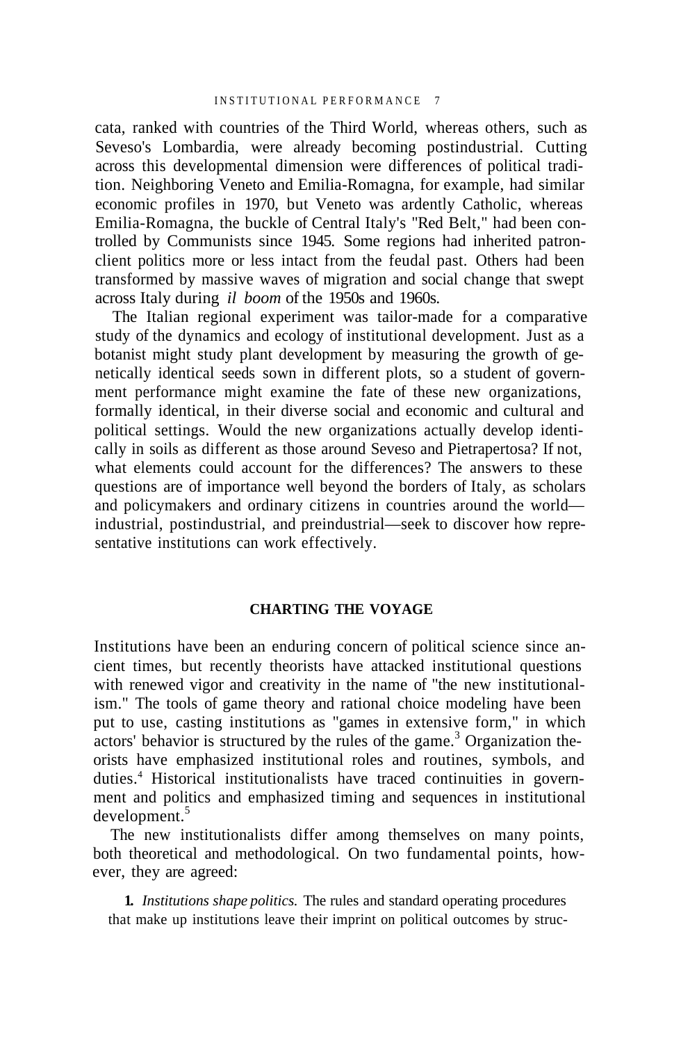cata, ranked with countries of the Third World, whereas others, such as Seveso's Lombardia, were already becoming postindustrial. Cutting across this developmental dimension were differences of political tradition. Neighboring Veneto and Emilia-Romagna, for example, had similar economic profiles in 1970, but Veneto was ardently Catholic, whereas Emilia-Romagna, the buckle of Central Italy's "Red Belt," had been controlled by Communists since 1945. Some regions had inherited patron-client politics more or less intact from the feudal past. Others had been transformed by massive waves of migration and social change that swept across Italy during *il boom* of the 1950s and 1960s.

The Italian regional experiment was tailor-made for a comparative study of the dynamics and ecology of institutional development. Just as a botanist might study plant development by measuring the growth of genetically identical seeds sown in different plots, so a student of government performance might examine the fate of these new organizations, formally identical, in their diverse social and economic and cultural and political settings. Would the new organizations actually develop identically in soils as different as those around Seveso and Pietrapertosa? If not, what elements could account for the differences? The answers to these questions are of importance well beyond the borders of Italy, as scholars and policymakers and ordinary citizens in countries around the world—industrial, postindustrial, and preindustrial—seek to discover how representative institutions can work effectively.

## CHARTING THE VOYAGE

Institutions have been an enduring concern of political science since ancient times, but recently theorists have attacked institutional questions with renewed vigor and creativity in the name of "the new institutionalism." The tools of game theory and rational choice modeling have been put to use, casting institutions as "games in extensive form," in which actors' behavior is structured by the rules of the game.[3] Organization theorists have emphasized institutional roles and routines, symbols, and duties.[4] Historical institutionalists have traced continuities in government and politics and emphasized timing and sequences in institutional development.[5]

The new institutionalists differ among themselves on many points, both theoretical and methodological. On two fundamental points, however, they are agreed:

1. *Institutions shape politics.* The rules and standard operating procedures that make up institutions leave their imprint on political outcomes by struc-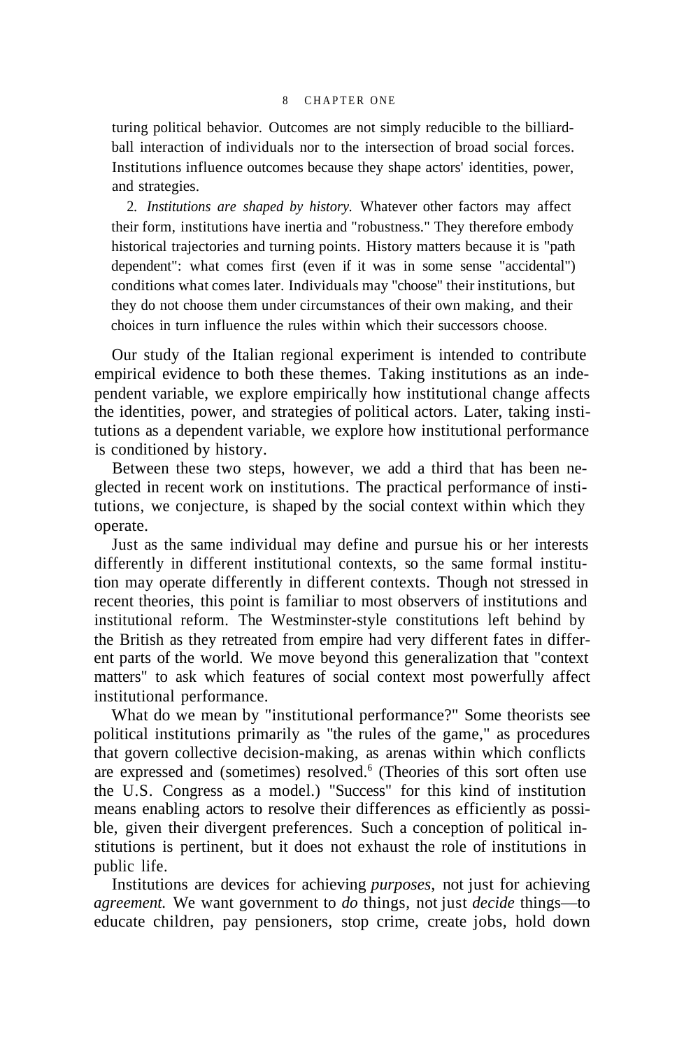turing political behavior. Outcomes are not simply reducible to the billiard-ball interaction of individuals nor to the intersection of broad social forces. Institutions influence outcomes because they shape actors' identities, power, and strategies.

2. *Institutions are shaped by history.* Whatever other factors may affect their form, institutions have inertia and "robustness." They therefore embody historical trajectories and turning points. History matters because it is "path dependent": what comes first (even if it was in some sense "accidental") conditions what comes later. Individuals may "choose" their institutions, but they do not choose them under circumstances of their own making, and their choices in turn influence the rules within which their successors choose.

Our study of the Italian regional experiment is intended to contribute empirical evidence to both these themes. Taking institutions as an independent variable, we explore empirically how institutional change affects the identities, power, and strategies of political actors. Later, taking institutions as a dependent variable, we explore how institutional performance is conditioned by history.

Between these two steps, however, we add a third that has been neglected in recent work on institutions. The practical performance of institutions, we conjecture, is shaped by the social context within which they operate.

Just as the same individual may define and pursue his or her interests differently in different institutional contexts, so the same formal institution may operate differently in different contexts. Though not stressed in recent theories, this point is familiar to most observers of institutions and institutional reform. The Westminster-style constitutions left behind by the British as they retreated from empire had very different fates in different parts of the world. We move beyond this generalization that "context matters" to ask which features of social context most powerfully affect institutional performance.

What do we mean by "institutional performance?" Some theorists see political institutions primarily as "the rules of the game," as procedures that govern collective decision-making, as arenas within which conflicts are expressed and (sometimes) resolved.[6] (Theories of this sort often use the U.S. Congress as a model.) "Success" for this kind of institution means enabling actors to resolve their differences as efficiently as possible, given their divergent preferences. Such a conception of political institutions is pertinent, but it does not exhaust the role of institutions in public life.

Institutions are devices for achieving *purposes,* not just for achieving *agreement.* We want government to *do* things, not just *decide* things—to educate children, pay pensioners, stop crime, create jobs, hold down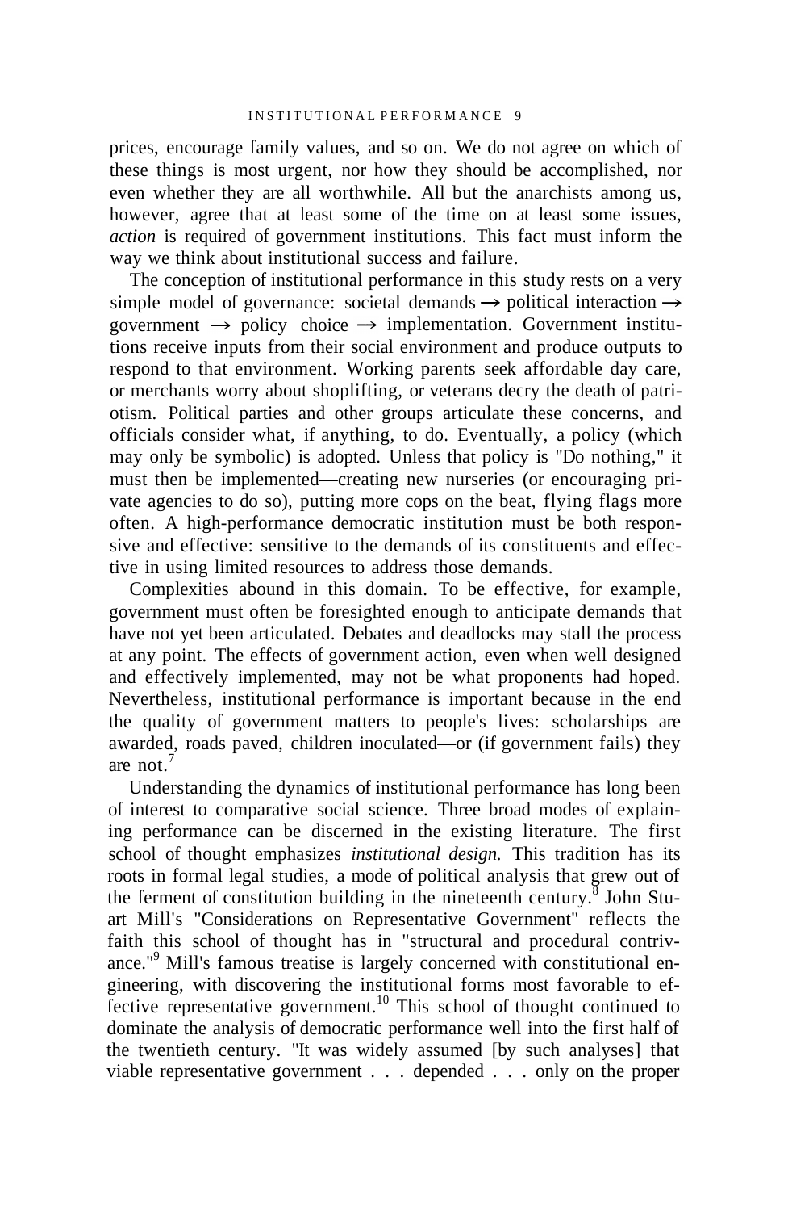prices, encourage family values, and so on. We do not agree on which of these things is most urgent, nor how they should be accomplished, nor even whether they are all worthwhile. All but the anarchists among us, however, agree that at least some of the time on at least some issues, *action* is required of government institutions. This fact must inform the way we think about institutional success and failure.

The conception of institutional performance in this study rests on a very simple model of governance: societal demands → political interaction → government → policy choice → implementation. Government institutions receive inputs from their social environment and produce outputs to respond to that environment. Working parents seek affordable day care, or merchants worry about shoplifting, or veterans decry the death of patriotism. Political parties and other groups articulate these concerns, and officials consider what, if anything, to do. Eventually, a policy (which may only be symbolic) is adopted. Unless that policy is "Do nothing," it must then be implemented—creating new nurseries (or encouraging private agencies to do so), putting more cops on the beat, flying flags more often. A high-performance democratic institution must be both responsive and effective: sensitive to the demands of its constituents and effective in using limited resources to address those demands.

Complexities abound in this domain. To be effective, for example, government must often be foresighted enough to anticipate demands that have not yet been articulated. Debates and deadlocks may stall the process at any point. The effects of government action, even when well designed and effectively implemented, may not be what proponents had hoped. Nevertheless, institutional performance is important because in the end the quality of government matters to people's lives: scholarships are awarded, roads paved, children inoculated—or (if government fails) they are not.[7]

Understanding the dynamics of institutional performance has long been of interest to comparative social science. Three broad modes of explaining performance can be discerned in the existing literature. The first school of thought emphasizes *institutional design.* This tradition has its roots in formal legal studies, a mode of political analysis that grew out of the ferment of constitution building in the nineteenth century.[8] John Stuart Mill's "Considerations on Representative Government" reflects the faith this school of thought has in "structural and procedural contrivance."[9] Mill's famous treatise is largely concerned with constitutional engineering, with discovering the institutional forms most favorable to effective representative government.[10] This school of thought continued to dominate the analysis of democratic performance well into the first half of the twentieth century. "It was widely assumed [by such analyses] that viable representative government . . . depended . . . only on the proper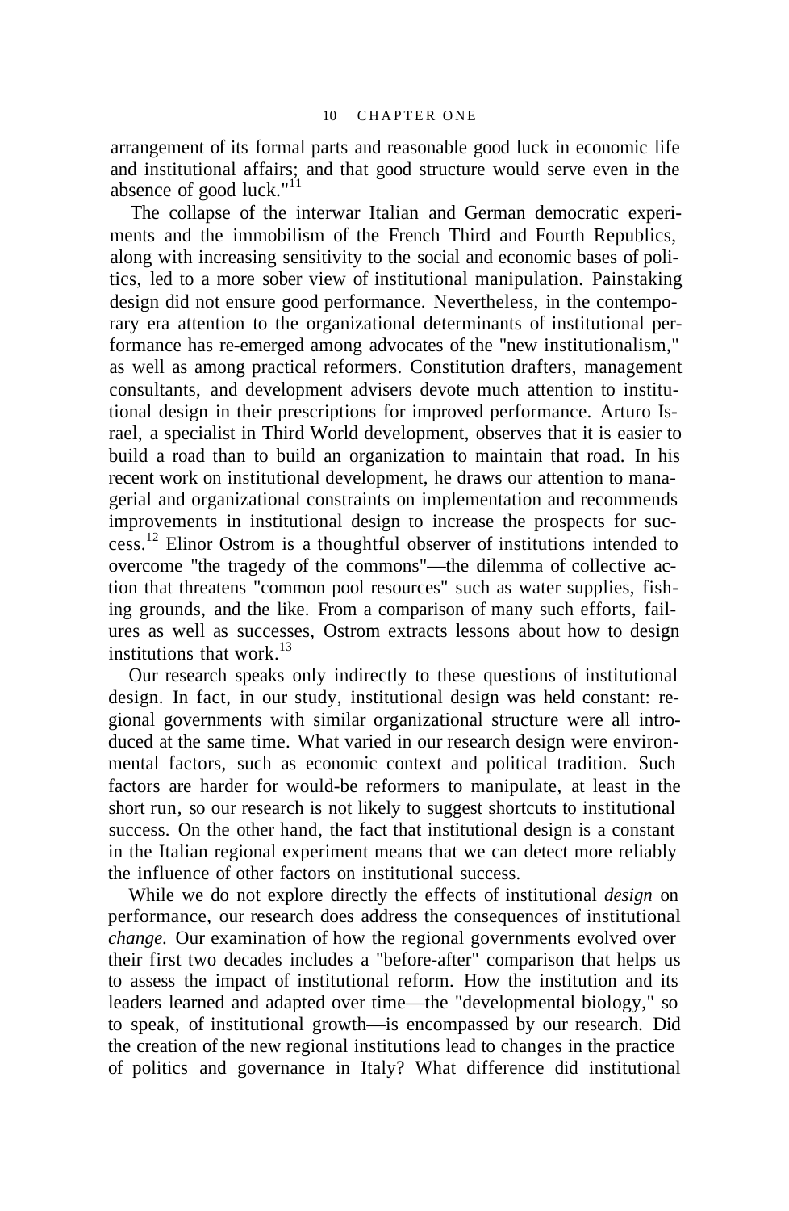arrangement of its formal parts and reasonable good luck in economic life and institutional affairs; and that good structure would serve even in the absence of good luck."[11]

The collapse of the interwar Italian and German democratic experiments and the immobilism of the French Third and Fourth Republics, along with increasing sensitivity to the social and economic bases of politics, led to a more sober view of institutional manipulation. Painstaking design did not ensure good performance. Nevertheless, in the contemporary era attention to the organizational determinants of institutional performance has re-emerged among advocates of the "new institutionalism," as well as among practical reformers. Constitution drafters, management consultants, and development advisers devote much attention to institutional design in their prescriptions for improved performance. Arturo Israel, a specialist in Third World development, observes that it is easier to build a road than to build an organization to maintain that road. In his recent work on institutional development, he draws our attention to managerial and organizational constraints on implementation and recommends improvements in institutional design to increase the prospects for success.[12] Elinor Ostrom is a thoughtful observer of institutions intended to overcome "the tragedy of the commons"—the dilemma of collective action that threatens "common pool resources" such as water supplies, fishing grounds, and the like. From a comparison of many such efforts, failures as well as successes, Ostrom extracts lessons about how to design institutions that work.[13]

Our research speaks only indirectly to these questions of institutional design. In fact, in our study, institutional design was held constant: regional governments with similar organizational structure were all introduced at the same time. What varied in our research design were environmental factors, such as economic context and political tradition. Such factors are harder for would-be reformers to manipulate, at least in the short run, so our research is not likely to suggest shortcuts to institutional success. On the other hand, the fact that institutional design is a constant in the Italian regional experiment means that we can detect more reliably the influence of other factors on institutional success.

While we do not explore directly the effects of institutional *design* on performance, our research does address the consequences of institutional *change.* Our examination of how the regional governments evolved over their first two decades includes a "before-after" comparison that helps us to assess the impact of institutional reform. How the institution and its leaders learned and adapted over time—the "developmental biology," so to speak, of institutional growth—is encompassed by our research. Did the creation of the new regional institutions lead to changes in the practice of politics and governance in Italy? What difference did institutional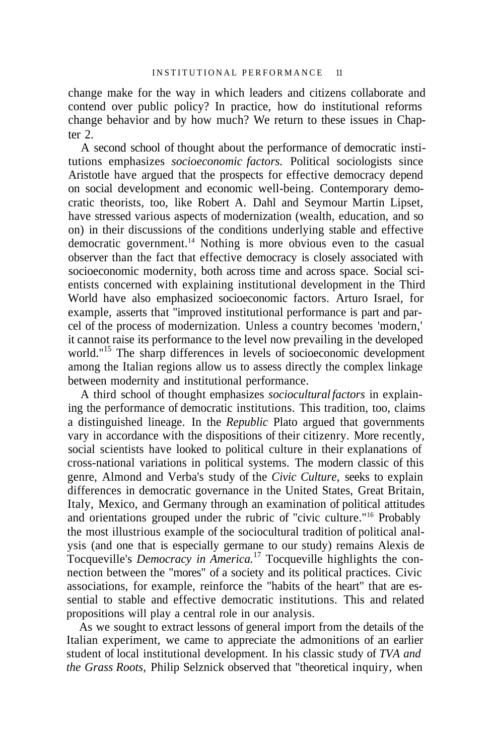change make for the way in which leaders and citizens collaborate and contend over public policy? In practice, how do institutional reforms change behavior and by how much? We return to these issues in Chapter 2.

A second school of thought about the performance of democratic institutions emphasizes *socioeconomic factors.* Political sociologists since Aristotle have argued that the prospects for effective democracy depend on social development and economic well-being. Contemporary democratic theorists, too, like Robert A. Dahl and Seymour Martin Lipset, have stressed various aspects of modernization (wealth, education, and so on) in their discussions of the conditions underlying stable and effective democratic government.[14] Nothing is more obvious even to the casual observer than the fact that effective democracy is closely associated with socioeconomic modernity, both across time and across space. Social scientists concerned with explaining institutional development in the Third World have also emphasized socioeconomic factors. Arturo Israel, for example, asserts that "improved institutional performance is part and parcel of the process of modernization. Unless a country becomes 'modern,' it cannot raise its performance to the level now prevailing in the developed world."[15] The sharp differences in levels of socioeconomic development among the Italian regions allow us to assess directly the complex linkage between modernity and institutional performance.

A third school of thought emphasizes *sociocultural factors* in explaining the performance of democratic institutions. This tradition, too, claims a distinguished lineage. In the *Republic* Plato argued that governments vary in accordance with the dispositions of their citizenry. More recently, social scientists have looked to political culture in their explanations of cross-national variations in political systems. The modern classic of this genre, Almond and Verba's study of the *Civic Culture,* seeks to explain differences in democratic governance in the United States, Great Britain, Italy, Mexico, and Germany through an examination of political attitudes and orientations grouped under the rubric of "civic culture."[16] Probably the most illustrious example of the sociocultural tradition of political analysis (and one that is especially germane to our study) remains Alexis de Tocqueville's *Democracy in America.*[17] Tocqueville highlights the connection between the "mores" of a society and its political practices. Civic associations, for example, reinforce the "habits of the heart" that are essential to stable and effective democratic institutions. This and related propositions will play a central role in our analysis.

As we sought to extract lessons of general import from the details of the Italian experiment, we came to appreciate the admonitions of an earlier student of local institutional development. In his classic study of *TVA and the Grass Roots,* Philip Selznick observed that "theoretical inquiry, when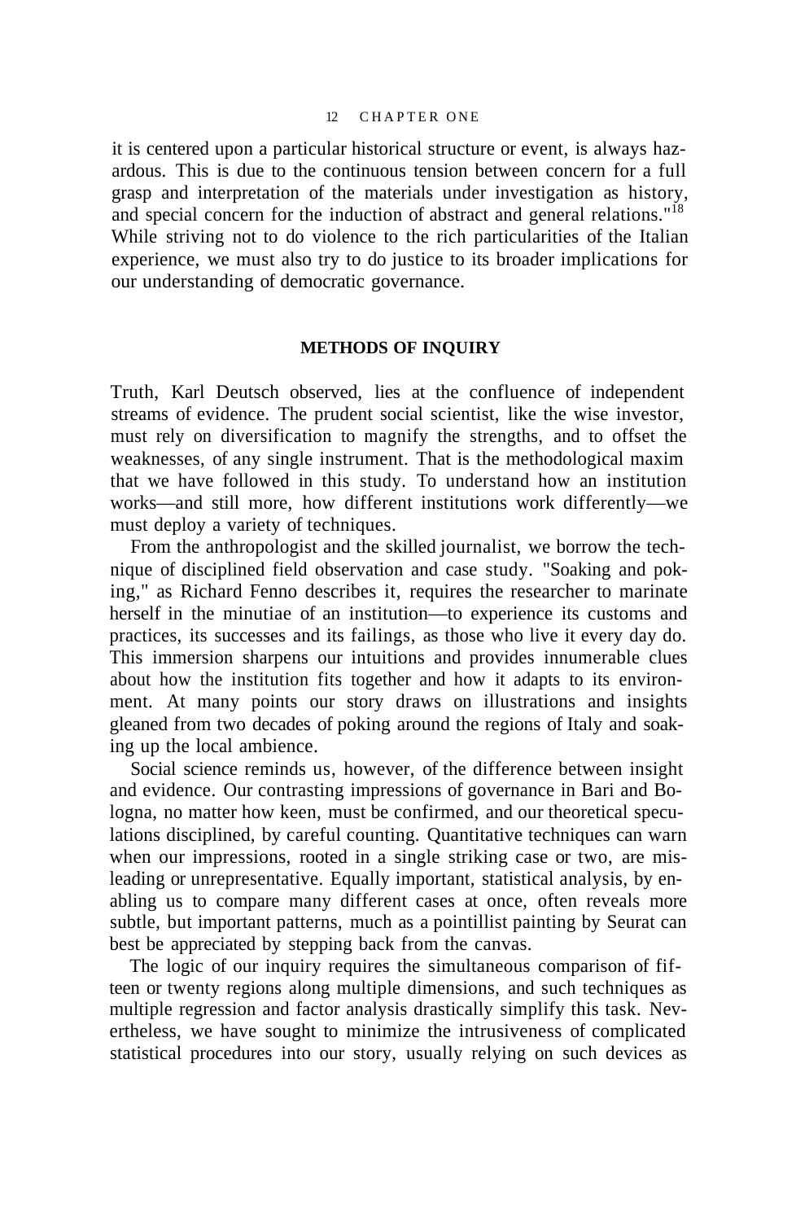it is centered upon a particular historical structure or event, is always hazardous. This is due to the continuous tension between concern for a full grasp and interpretation of the materials under investigation as history, and special concern for the induction of abstract and general relations."[18] While striving not to do violence to the rich particularities of the Italian experience, we must also try to do justice to its broader implications for our understanding of democratic governance.

## METHODS OF INQUIRY

Truth, Karl Deutsch observed, lies at the confluence of independent streams of evidence. The prudent social scientist, like the wise investor, must rely on diversification to magnify the strengths, and to offset the weaknesses, of any single instrument. That is the methodological maxim that we have followed in this study. To understand how an institution works—and still more, how different institutions work differently—we must deploy a variety of techniques.

From the anthropologist and the skilled journalist, we borrow the technique of disciplined field observation and case study. "Soaking and poking," as Richard Fenno describes it, requires the researcher to marinate herself in the minutiae of an institution—to experience its customs and practices, its successes and its failings, as those who live it every day do. This immersion sharpens our intuitions and provides innumerable clues about how the institution fits together and how it adapts to its environment. At many points our story draws on illustrations and insights gleaned from two decades of poking around the regions of Italy and soaking up the local ambience.

Social science reminds us, however, of the difference between insight and evidence. Our contrasting impressions of governance in Bari and Bologna, no matter how keen, must be confirmed, and our theoretical speculations disciplined, by careful counting. Quantitative techniques can warn when our impressions, rooted in a single striking case or two, are misleading or unrepresentative. Equally important, statistical analysis, by enabling us to compare many different cases at once, often reveals more subtle, but important patterns, much as a pointillist painting by Seurat can best be appreciated by stepping back from the canvas.

The logic of our inquiry requires the simultaneous comparison of fifteen or twenty regions along multiple dimensions, and such techniques as multiple regression and factor analysis drastically simplify this task. Nevertheless, we have sought to minimize the intrusiveness of complicated statistical procedures into our story, usually relying on such devices as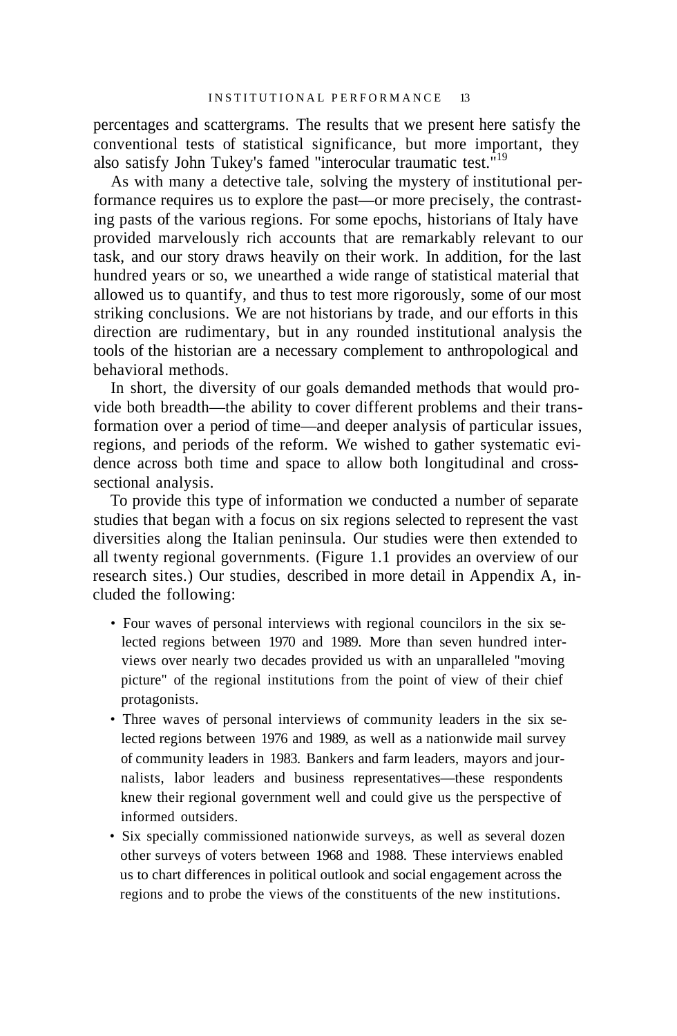percentages and scattergrams. The results that we present here satisfy the conventional tests of statistical significance, but more important, they also satisfy John Tukey's famed "interocular traumatic test."[19]

As with many a detective tale, solving the mystery of institutional performance requires us to explore the past—or more precisely, the contrasting pasts of the various regions. For some epochs, historians of Italy have provided marvelously rich accounts that are remarkably relevant to our task, and our story draws heavily on their work. In addition, for the last hundred years or so, we unearthed a wide range of statistical material that allowed us to quantify, and thus to test more rigorously, some of our most striking conclusions. We are not historians by trade, and our efforts in this direction are rudimentary, but in any rounded institutional analysis the tools of the historian are a necessary complement to anthropological and behavioral methods.

In short, the diversity of our goals demanded methods that would provide both breadth—the ability to cover different problems and their transformation over a period of time—and deeper analysis of particular issues, regions, and periods of the reform. We wished to gather systematic evidence across both time and space to allow both longitudinal and cross-sectional analysis.

To provide this type of information we conducted a number of separate studies that began with a focus on six regions selected to represent the vast diversities along the Italian peninsula. Our studies were then extended to all twenty regional governments. (Figure 1.1 provides an overview of our research sites.) Our studies, described in more detail in Appendix A, included the following:

- Four waves of personal interviews with regional councilors in the six selected regions between 1970 and 1989. More than seven hundred interviews over nearly two decades provided us with an unparalleled "moving picture" of the regional institutions from the point of view of their chief protagonists.
- Three waves of personal interviews of community leaders in the six selected regions between 1976 and 1989, as well as a nationwide mail survey of community leaders in 1983. Bankers and farm leaders, mayors and journalists, labor leaders and business representatives—these respondents knew their regional government well and could give us the perspective of informed outsiders.
- Six specially commissioned nationwide surveys, as well as several dozen other surveys of voters between 1968 and 1988. These interviews enabled us to chart differences in political outlook and social engagement across the regions and to probe the views of the constituents of the new institutions.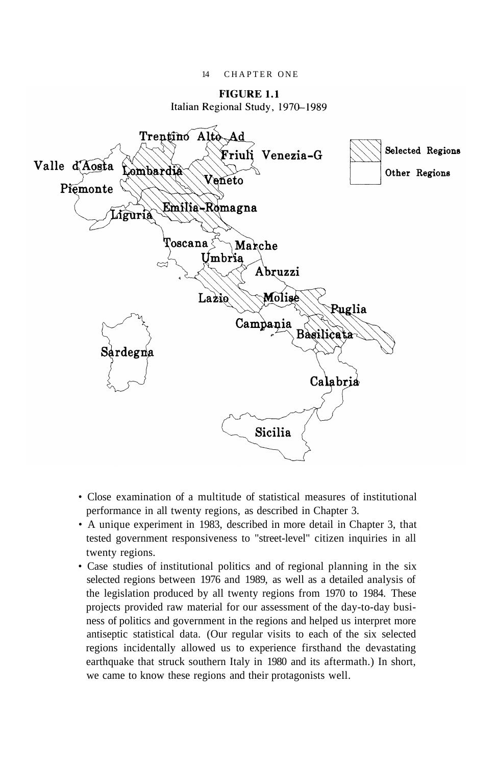**FIGURE 1.1**
Italian Regional Study, 1970–1989

Trentino Alto Ad
Friuli Venezia-G
Valle d'Aosta
Lombardia
Veneto
Piemonte
Emilia-Romagna
Liguria
Toscana
Marche
Umbria
Abruzzi
Lazio
Molise
Puglia
Campania
Basilicata
Sardegna
Calabria
Sicilia
Selected Regions
Other Regions

- Close examination of a multitude of statistical measures of institutional performance in all twenty regions, as described in Chapter 3.
- A unique experiment in 1983, described in more detail in Chapter 3, that tested government responsiveness to "street-level" citizen inquiries in all twenty regions.
- Case studies of institutional politics and of regional planning in the six selected regions between 1976 and 1989, as well as a detailed analysis of the legislation produced by all twenty regions from 1970 to 1984. These projects provided raw material for our assessment of the day-to-day business of politics and government in the regions and helped us interpret more antiseptic statistical data. (Our regular visits to each of the six selected regions incidentally allowed us to experience firsthand the devastating earthquake that struck southern Italy in 1980 and its aftermath.) In short, we came to know these regions and their protagonists well.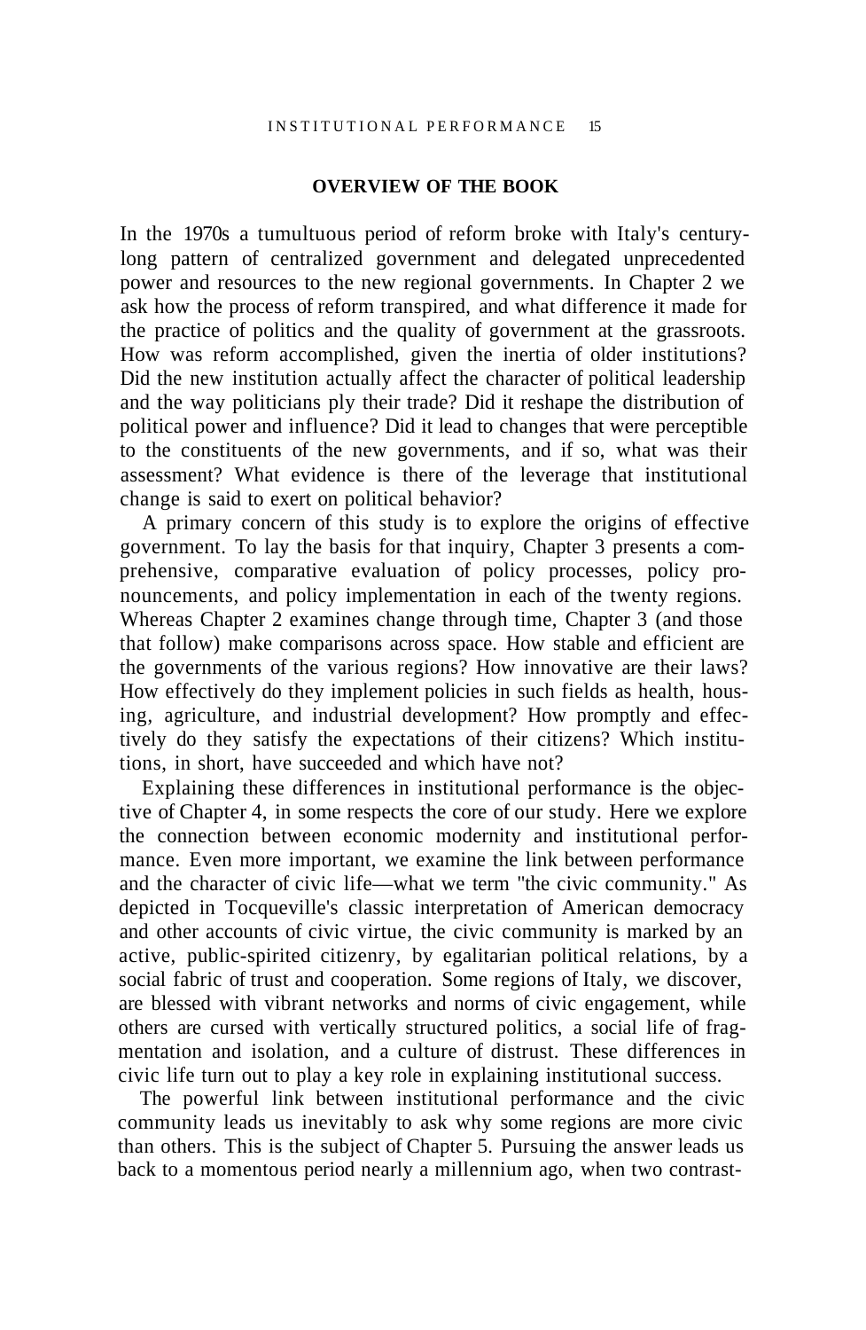## OVERVIEW OF THE BOOK

In the 1970s a tumultuous period of reform broke with Italy's century-long pattern of centralized government and delegated unprecedented power and resources to the new regional governments. In Chapter 2 we ask how the process of reform transpired, and what difference it made for the practice of politics and the quality of government at the grassroots. How was reform accomplished, given the inertia of older institutions? Did the new institution actually affect the character of political leadership and the way politicians ply their trade? Did it reshape the distribution of political power and influence? Did it lead to changes that were perceptible to the constituents of the new governments, and if so, what was their assessment? What evidence is there of the leverage that institutional change is said to exert on political behavior?

A primary concern of this study is to explore the origins of effective government. To lay the basis for that inquiry, Chapter 3 presents a comprehensive, comparative evaluation of policy processes, policy pronouncements, and policy implementation in each of the twenty regions. Whereas Chapter 2 examines change through time, Chapter 3 (and those that follow) make comparisons across space. How stable and efficient are the governments of the various regions? How innovative are their laws? How effectively do they implement policies in such fields as health, housing, agriculture, and industrial development? How promptly and effectively do they satisfy the expectations of their citizens? Which institutions, in short, have succeeded and which have not?

Explaining these differences in institutional performance is the objective of Chapter 4, in some respects the core of our study. Here we explore the connection between economic modernity and institutional performance. Even more important, we examine the link between performance and the character of civic life—what we term "the civic community." As depicted in Tocqueville's classic interpretation of American democracy and other accounts of civic virtue, the civic community is marked by an active, public-spirited citizenry, by egalitarian political relations, by a social fabric of trust and cooperation. Some regions of Italy, we discover, are blessed with vibrant networks and norms of civic engagement, while others are cursed with vertically structured politics, a social life of fragmentation and isolation, and a culture of distrust. These differences in civic life turn out to play a key role in explaining institutional success.

The powerful link between institutional performance and the civic community leads us inevitably to ask why some regions are more civic than others. This is the subject of Chapter 5. Pursuing the answer leads us back to a momentous period nearly a millennium ago, when two contrast-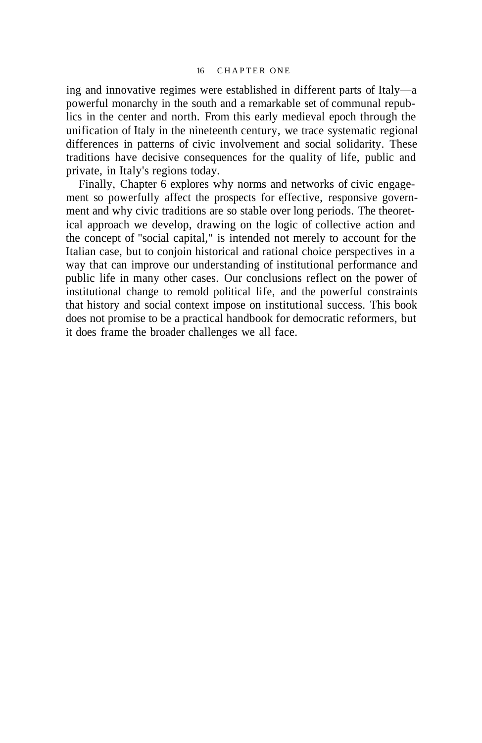ing and innovative regimes were established in different parts of Italy—a powerful monarchy in the south and a remarkable set of communal republics in the center and north. From this early medieval epoch through the unification of Italy in the nineteenth century, we trace systematic regional differences in patterns of civic involvement and social solidarity. These traditions have decisive consequences for the quality of life, public and private, in Italy's regions today.

Finally, Chapter 6 explores why norms and networks of civic engagement so powerfully affect the prospects for effective, responsive government and why civic traditions are so stable over long periods. The theoretical approach we develop, drawing on the logic of collective action and the concept of "social capital," is intended not merely to account for the Italian case, but to conjoin historical and rational choice perspectives in a way that can improve our understanding of institutional performance and public life in many other cases. Our conclusions reflect on the power of institutional change to remold political life, and the powerful constraints that history and social context impose on institutional success. This book does not promise to be a practical handbook for democratic reformers, but it does frame the broader challenges we all face.